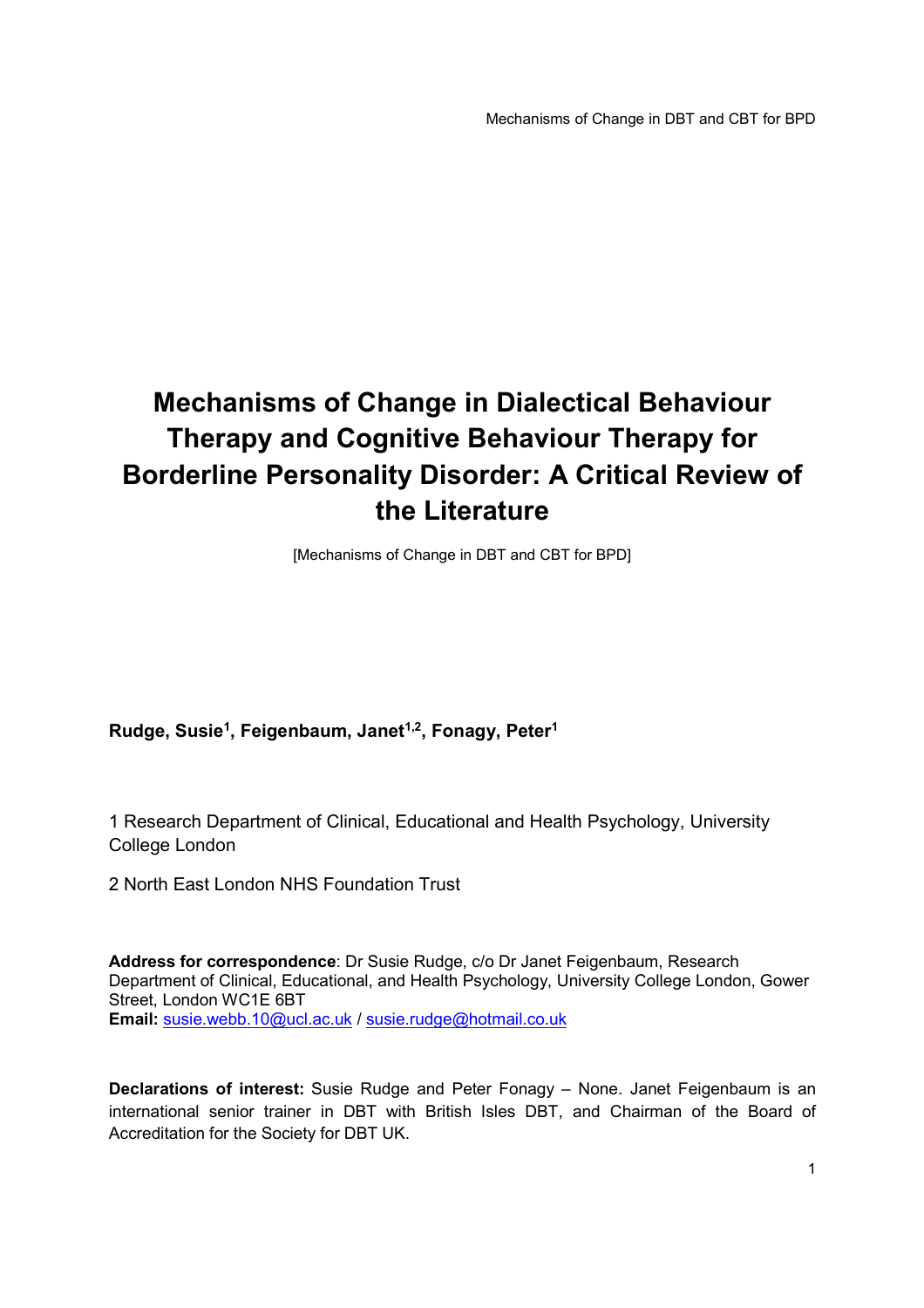# Mechanisms of Change in Dialectical Behaviour Therapy and Cognitive Behaviour Therapy for Borderline Personality Disorder: A Critical Review of the Literature

[Mechanisms of Change in DBT and CBT for BPD]

**Rudge, Susie[1], Feigenbaum, Janet[1,2], Fonagy, Peter[1]**

1 Research Department of Clinical, Educational and Health Psychology, University College London

2 North East London NHS Foundation Trust

**Address for correspondence**: Dr Susie Rudge, c/o Dr Janet Feigenbaum, Research Department of Clinical, Educational, and Health Psychology, University College London, Gower Street, London WC1E 6BT
**Email:** susie.webb.10@ucl.ac.uk / susie.rudge@hotmail.co.uk

**Declarations of interest:** Susie Rudge and Peter Fonagy – None. Janet Feigenbaum is an international senior trainer in DBT with British Isles DBT, and Chairman of the Board of Accreditation for the Society for DBT UK.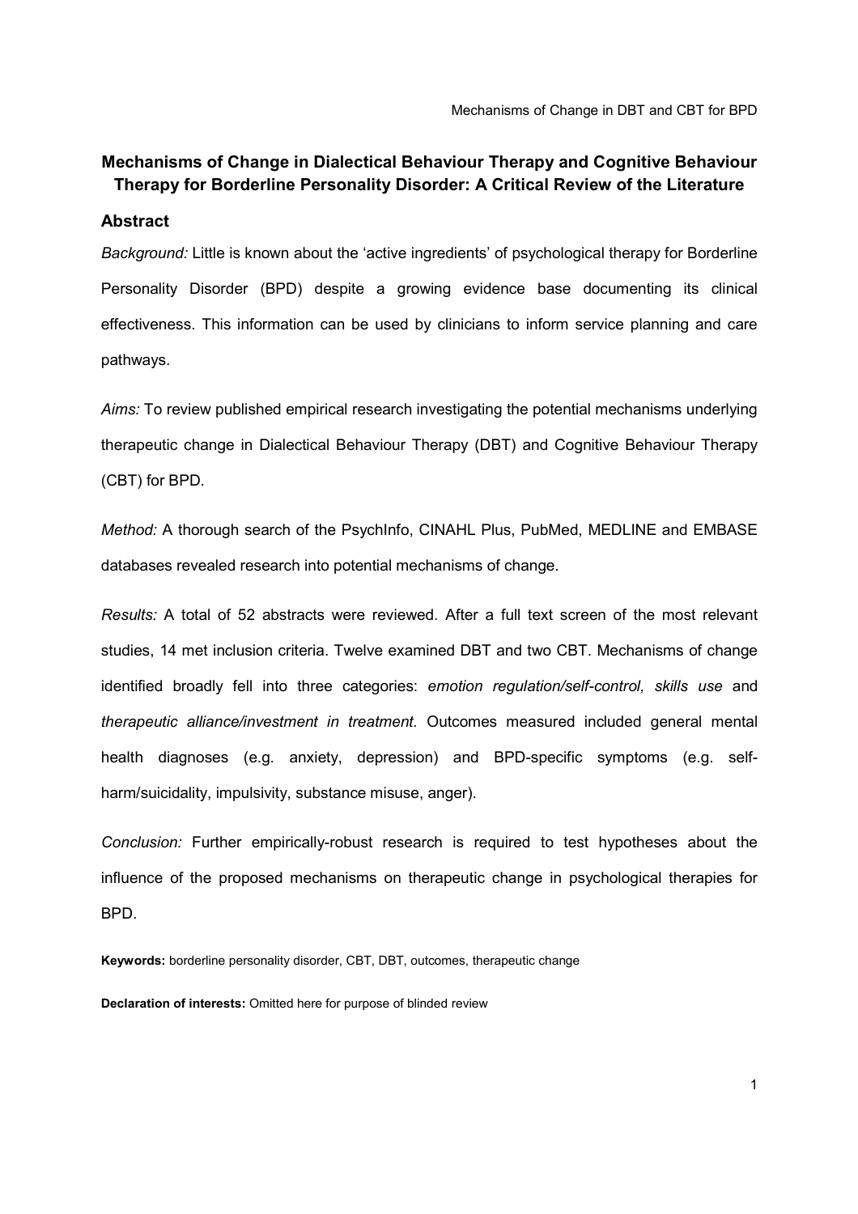# Mechanisms of Change in Dialectical Behaviour Therapy and Cognitive Behaviour Therapy for Borderline Personality Disorder: A Critical Review of the Literature

## Abstract

*Background:* Little is known about the 'active ingredients' of psychological therapy for Borderline Personality Disorder (BPD) despite a growing evidence base documenting its clinical effectiveness. This information can be used by clinicians to inform service planning and care pathways.

*Aims:* To review published empirical research investigating the potential mechanisms underlying therapeutic change in Dialectical Behaviour Therapy (DBT) and Cognitive Behaviour Therapy (CBT) for BPD.

*Method:* A thorough search of the PsychInfo, CINAHL Plus, PubMed, MEDLINE and EMBASE databases revealed research into potential mechanisms of change.

*Results:* A total of 52 abstracts were reviewed. After a full text screen of the most relevant studies, 14 met inclusion criteria. Twelve examined DBT and two CBT. Mechanisms of change identified broadly fell into three categories: *emotion regulation/self-control, skills use* and *therapeutic alliance/investment in treatment.* Outcomes measured included general mental health diagnoses (e.g. anxiety, depression) and BPD-specific symptoms (e.g. self-harm/suicidality, impulsivity, substance misuse, anger).

*Conclusion:* Further empirically-robust research is required to test hypotheses about the influence of the proposed mechanisms on therapeutic change in psychological therapies for BPD.

**Keywords:** borderline personality disorder, CBT, DBT, outcomes, therapeutic change

**Declaration of interests:** Omitted here for purpose of blinded review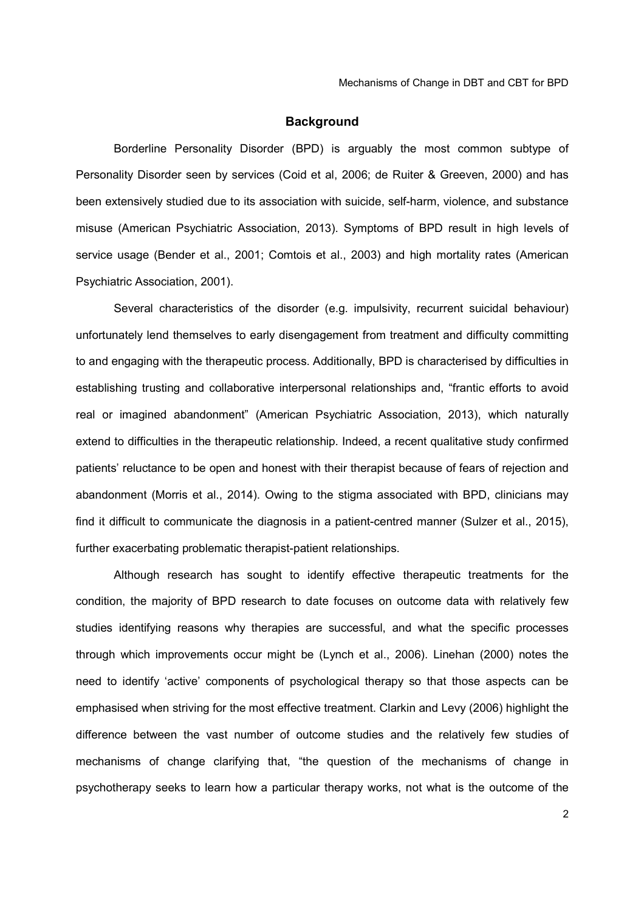## Background

Borderline Personality Disorder (BPD) is arguably the most common subtype of Personality Disorder seen by services (Coid et al, 2006; de Ruiter & Greeven, 2000) and has been extensively studied due to its association with suicide, self-harm, violence, and substance misuse (American Psychiatric Association, 2013). Symptoms of BPD result in high levels of service usage (Bender et al., 2001; Comtois et al., 2003) and high mortality rates (American Psychiatric Association, 2001).

Several characteristics of the disorder (e.g. impulsivity, recurrent suicidal behaviour) unfortunately lend themselves to early disengagement from treatment and difficulty committing to and engaging with the therapeutic process. Additionally, BPD is characterised by difficulties in establishing trusting and collaborative interpersonal relationships and, "frantic efforts to avoid real or imagined abandonment" (American Psychiatric Association, 2013), which naturally extend to difficulties in the therapeutic relationship. Indeed, a recent qualitative study confirmed patients' reluctance to be open and honest with their therapist because of fears of rejection and abandonment (Morris et al., 2014). Owing to the stigma associated with BPD, clinicians may find it difficult to communicate the diagnosis in a patient-centred manner (Sulzer et al., 2015), further exacerbating problematic therapist-patient relationships.

Although research has sought to identify effective therapeutic treatments for the condition, the majority of BPD research to date focuses on outcome data with relatively few studies identifying reasons why therapies are successful, and what the specific processes through which improvements occur might be (Lynch et al., 2006). Linehan (2000) notes the need to identify 'active' components of psychological therapy so that those aspects can be emphasised when striving for the most effective treatment. Clarkin and Levy (2006) highlight the difference between the vast number of outcome studies and the relatively few studies of mechanisms of change clarifying that, "the question of the mechanisms of change in psychotherapy seeks to learn how a particular therapy works, not what is the outcome of the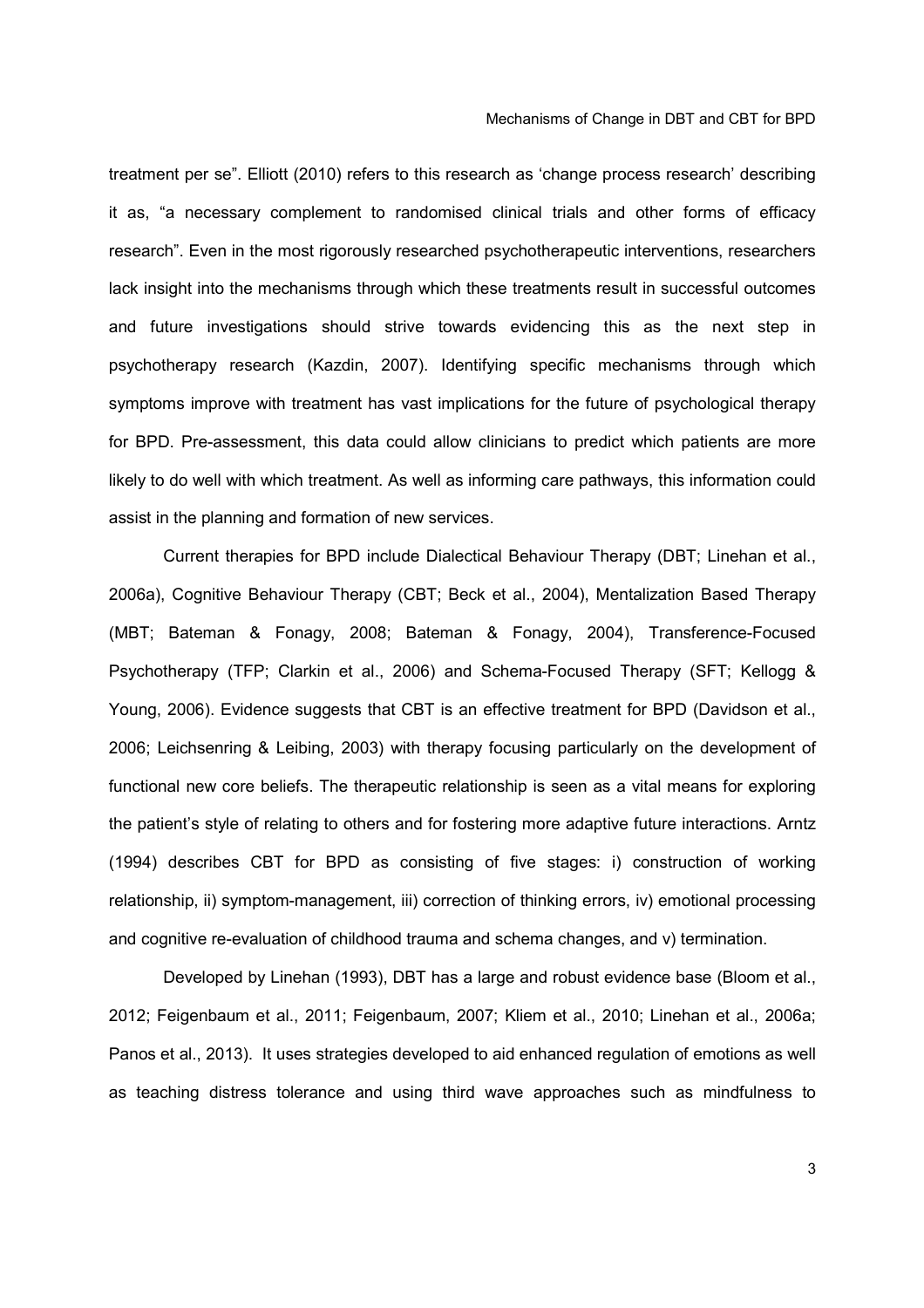treatment per se". Elliott (2010) refers to this research as 'change process research' describing it as, "a necessary complement to randomised clinical trials and other forms of efficacy research". Even in the most rigorously researched psychotherapeutic interventions, researchers lack insight into the mechanisms through which these treatments result in successful outcomes and future investigations should strive towards evidencing this as the next step in psychotherapy research (Kazdin, 2007). Identifying specific mechanisms through which symptoms improve with treatment has vast implications for the future of psychological therapy for BPD. Pre-assessment, this data could allow clinicians to predict which patients are more likely to do well with which treatment. As well as informing care pathways, this information could assist in the planning and formation of new services.

Current therapies for BPD include Dialectical Behaviour Therapy (DBT; Linehan et al., 2006a), Cognitive Behaviour Therapy (CBT; Beck et al., 2004), Mentalization Based Therapy (MBT; Bateman & Fonagy, 2008; Bateman & Fonagy, 2004), Transference-Focused Psychotherapy (TFP; Clarkin et al., 2006) and Schema-Focused Therapy (SFT; Kellogg & Young, 2006). Evidence suggests that CBT is an effective treatment for BPD (Davidson et al., 2006; Leichsenring & Leibing, 2003) with therapy focusing particularly on the development of functional new core beliefs. The therapeutic relationship is seen as a vital means for exploring the patient's style of relating to others and for fostering more adaptive future interactions. Arntz (1994) describes CBT for BPD as consisting of five stages: i) construction of working relationship, ii) symptom-management, iii) correction of thinking errors, iv) emotional processing and cognitive re-evaluation of childhood trauma and schema changes, and v) termination.

Developed by Linehan (1993), DBT has a large and robust evidence base (Bloom et al., 2012; Feigenbaum et al., 2011; Feigenbaum, 2007; Kliem et al., 2010; Linehan et al., 2006a; Panos et al., 2013). It uses strategies developed to aid enhanced regulation of emotions as well as teaching distress tolerance and using third wave approaches such as mindfulness to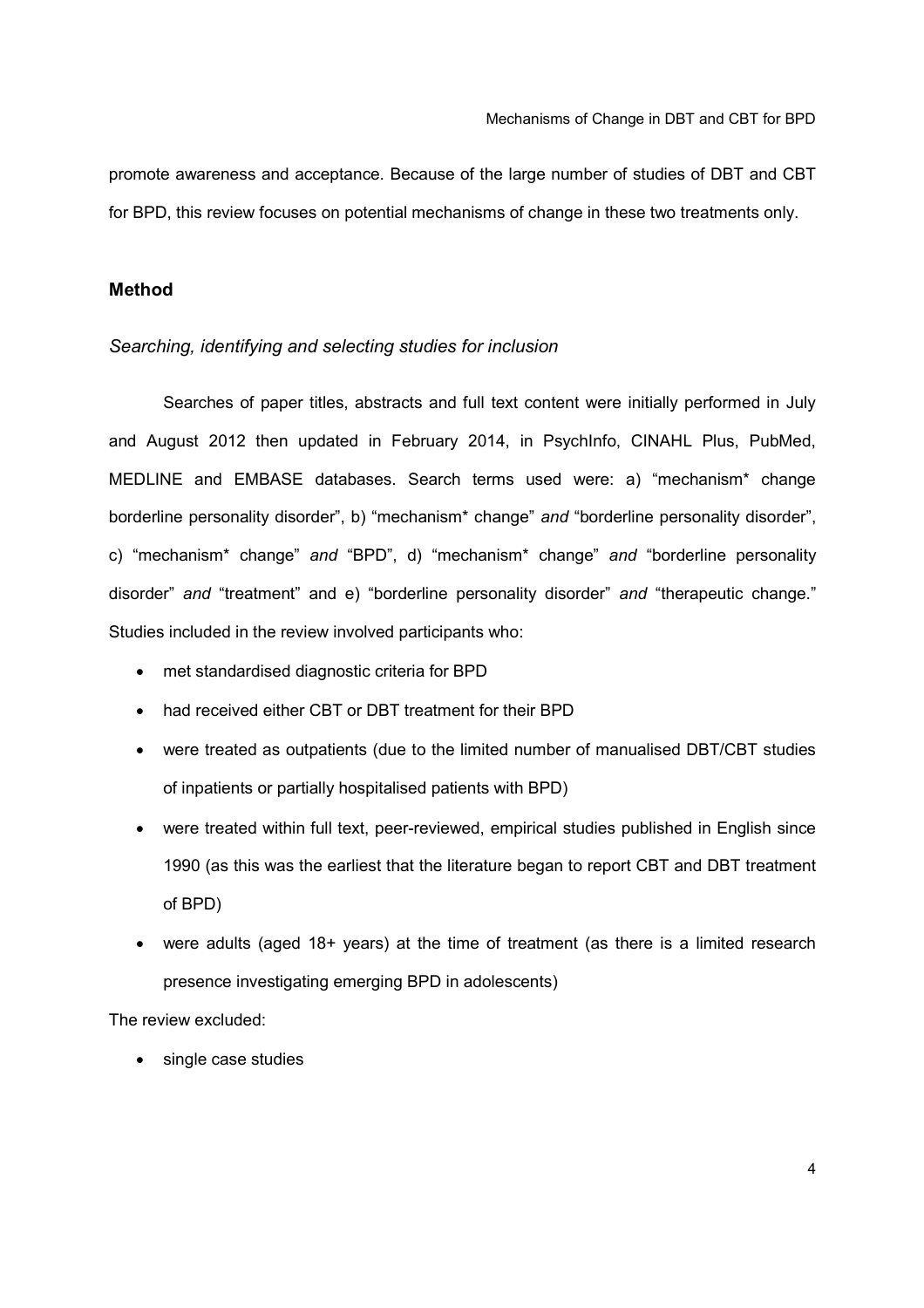promote awareness and acceptance. Because of the large number of studies of DBT and CBT for BPD, this review focuses on potential mechanisms of change in these two treatments only.

## Method

### *Searching, identifying and selecting studies for inclusion*

Searches of paper titles, abstracts and full text content were initially performed in July and August 2012 then updated in February 2014, in PsychInfo, CINAHL Plus, PubMed, MEDLINE and EMBASE databases. Search terms used were: a) "mechanism* change borderline personality disorder", b) "mechanism* change" *and* "borderline personality disorder", c) "mechanism* change" *and* "BPD", d) "mechanism* change" *and* "borderline personality disorder" *and* "treatment" and e) "borderline personality disorder" *and* "therapeutic change." Studies included in the review involved participants who:

- met standardised diagnostic criteria for BPD
- had received either CBT or DBT treatment for their BPD
- were treated as outpatients (due to the limited number of manualised DBT/CBT studies of inpatients or partially hospitalised patients with BPD)
- were treated within full text, peer-reviewed, empirical studies published in English since 1990 (as this was the earliest that the literature began to report CBT and DBT treatment of BPD)
- were adults (aged 18+ years) at the time of treatment (as there is a limited research presence investigating emerging BPD in adolescents)

The review excluded:

- single case studies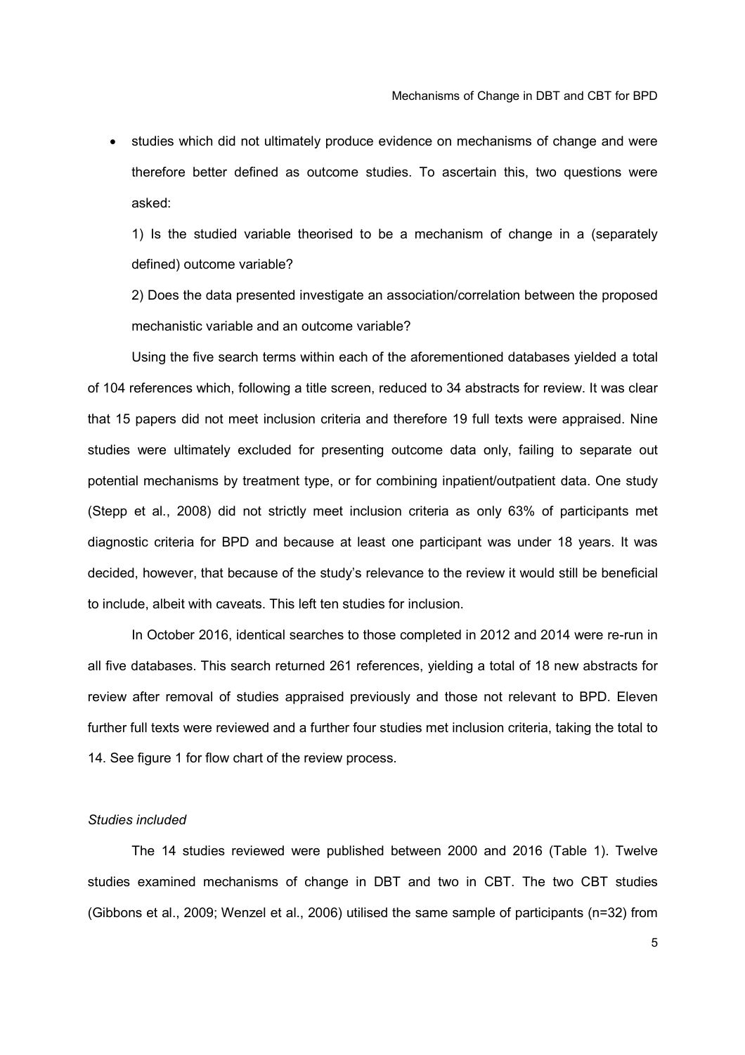- studies which did not ultimately produce evidence on mechanisms of change and were therefore better defined as outcome studies. To ascertain this, two questions were asked:

  1) Is the studied variable theorised to be a mechanism of change in a (separately defined) outcome variable?

  2) Does the data presented investigate an association/correlation between the proposed mechanistic variable and an outcome variable?

Using the five search terms within each of the aforementioned databases yielded a total of 104 references which, following a title screen, reduced to 34 abstracts for review. It was clear that 15 papers did not meet inclusion criteria and therefore 19 full texts were appraised. Nine studies were ultimately excluded for presenting outcome data only, failing to separate out potential mechanisms by treatment type, or for combining inpatient/outpatient data. One study (Stepp et al., 2008) did not strictly meet inclusion criteria as only 63% of participants met diagnostic criteria for BPD and because at least one participant was under 18 years. It was decided, however, that because of the study's relevance to the review it would still be beneficial to include, albeit with caveats. This left ten studies for inclusion.

In October 2016, identical searches to those completed in 2012 and 2014 were re-run in all five databases. This search returned 261 references, yielding a total of 18 new abstracts for review after removal of studies appraised previously and those not relevant to BPD. Eleven further full texts were reviewed and a further four studies met inclusion criteria, taking the total to 14. See figure 1 for flow chart of the review process.

*Studies included*

The 14 studies reviewed were published between 2000 and 2016 (Table 1). Twelve studies examined mechanisms of change in DBT and two in CBT. The two CBT studies (Gibbons et al., 2009; Wenzel et al., 2006) utilised the same sample of participants (n=32) from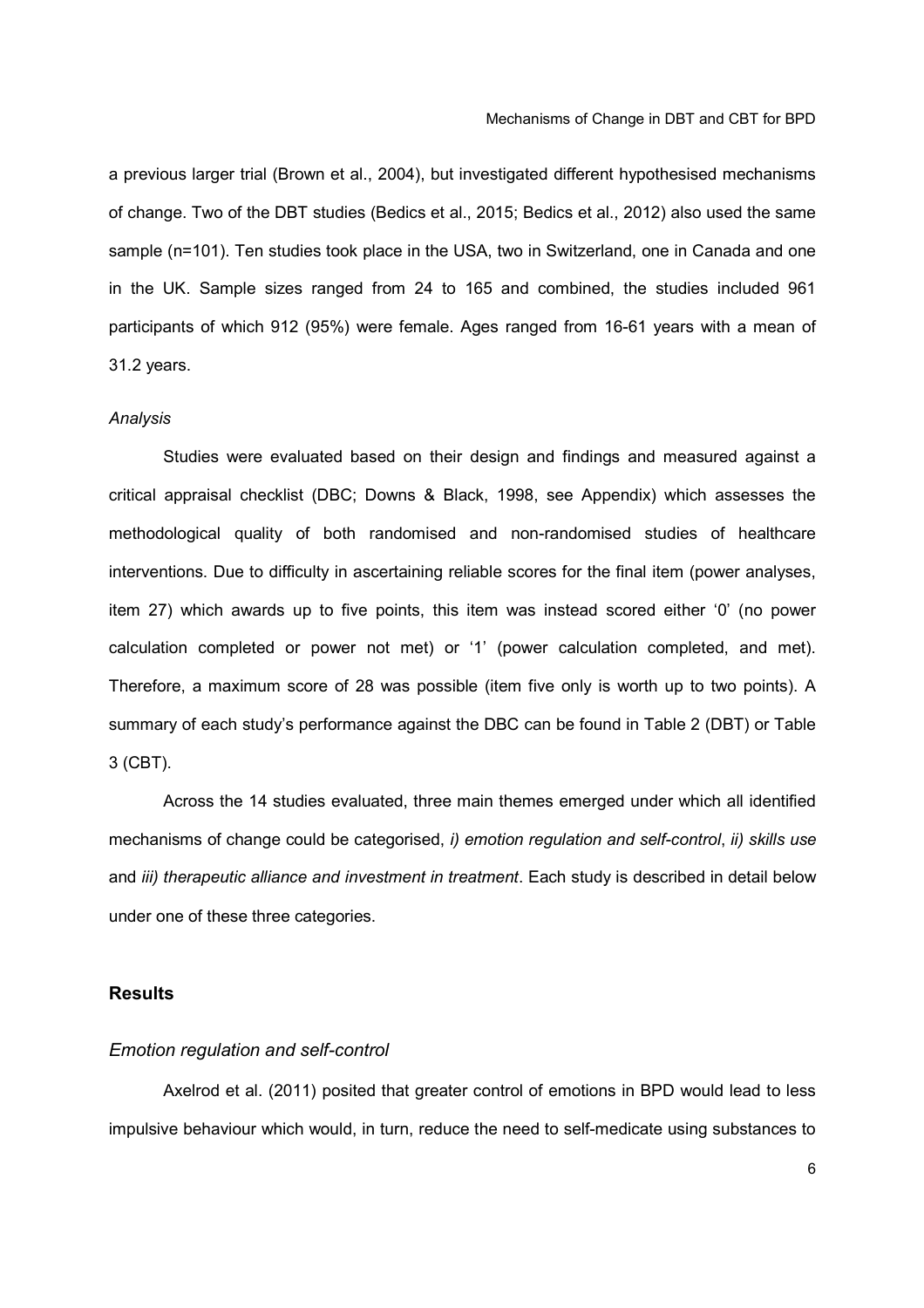a previous larger trial (Brown et al., 2004), but investigated different hypothesised mechanisms of change. Two of the DBT studies (Bedics et al., 2015; Bedics et al., 2012) also used the same sample (n=101). Ten studies took place in the USA, two in Switzerland, one in Canada and one in the UK. Sample sizes ranged from 24 to 165 and combined, the studies included 961 participants of which 912 (95%) were female. Ages ranged from 16-61 years with a mean of 31.2 years.

*Analysis*

Studies were evaluated based on their design and findings and measured against a critical appraisal checklist (DBC; Downs & Black, 1998, see Appendix) which assesses the methodological quality of both randomised and non-randomised studies of healthcare interventions. Due to difficulty in ascertaining reliable scores for the final item (power analyses, item 27) which awards up to five points, this item was instead scored either '0' (no power calculation completed or power not met) or '1' (power calculation completed, and met). Therefore, a maximum score of 28 was possible (item five only is worth up to two points). A summary of each study's performance against the DBC can be found in Table 2 (DBT) or Table 3 (CBT).

Across the 14 studies evaluated, three main themes emerged under which all identified mechanisms of change could be categorised, *i) emotion regulation and self-control*, *ii) skills use* and *iii) therapeutic alliance and investment in treatment*. Each study is described in detail below under one of these three categories.

## Results

### *Emotion regulation and self-control*

Axelrod et al. (2011) posited that greater control of emotions in BPD would lead to less impulsive behaviour which would, in turn, reduce the need to self-medicate using substances to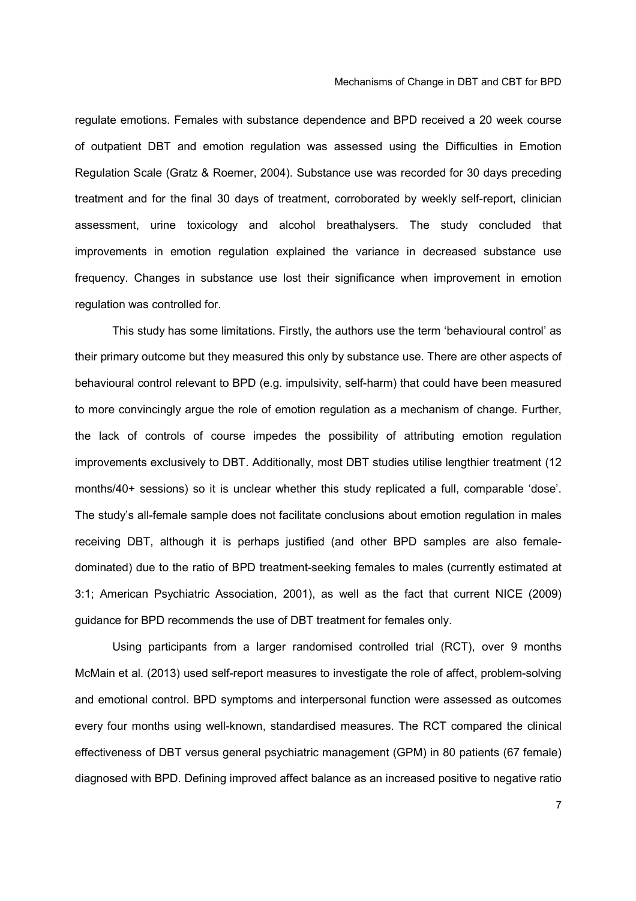regulate emotions. Females with substance dependence and BPD received a 20 week course of outpatient DBT and emotion regulation was assessed using the Difficulties in Emotion Regulation Scale (Gratz & Roemer, 2004). Substance use was recorded for 30 days preceding treatment and for the final 30 days of treatment, corroborated by weekly self-report, clinician assessment, urine toxicology and alcohol breathalysers. The study concluded that improvements in emotion regulation explained the variance in decreased substance use frequency. Changes in substance use lost their significance when improvement in emotion regulation was controlled for.

This study has some limitations. Firstly, the authors use the term 'behavioural control' as their primary outcome but they measured this only by substance use. There are other aspects of behavioural control relevant to BPD (e.g. impulsivity, self-harm) that could have been measured to more convincingly argue the role of emotion regulation as a mechanism of change. Further, the lack of controls of course impedes the possibility of attributing emotion regulation improvements exclusively to DBT. Additionally, most DBT studies utilise lengthier treatment (12 months/40+ sessions) so it is unclear whether this study replicated a full, comparable 'dose'. The study's all-female sample does not facilitate conclusions about emotion regulation in males receiving DBT, although it is perhaps justified (and other BPD samples are also female-dominated) due to the ratio of BPD treatment-seeking females to males (currently estimated at 3:1; American Psychiatric Association, 2001), as well as the fact that current NICE (2009) guidance for BPD recommends the use of DBT treatment for females only.

Using participants from a larger randomised controlled trial (RCT), over 9 months McMain et al. (2013) used self-report measures to investigate the role of affect, problem-solving and emotional control. BPD symptoms and interpersonal function were assessed as outcomes every four months using well-known, standardised measures. The RCT compared the clinical effectiveness of DBT versus general psychiatric management (GPM) in 80 patients (67 female) diagnosed with BPD. Defining improved affect balance as an increased positive to negative ratio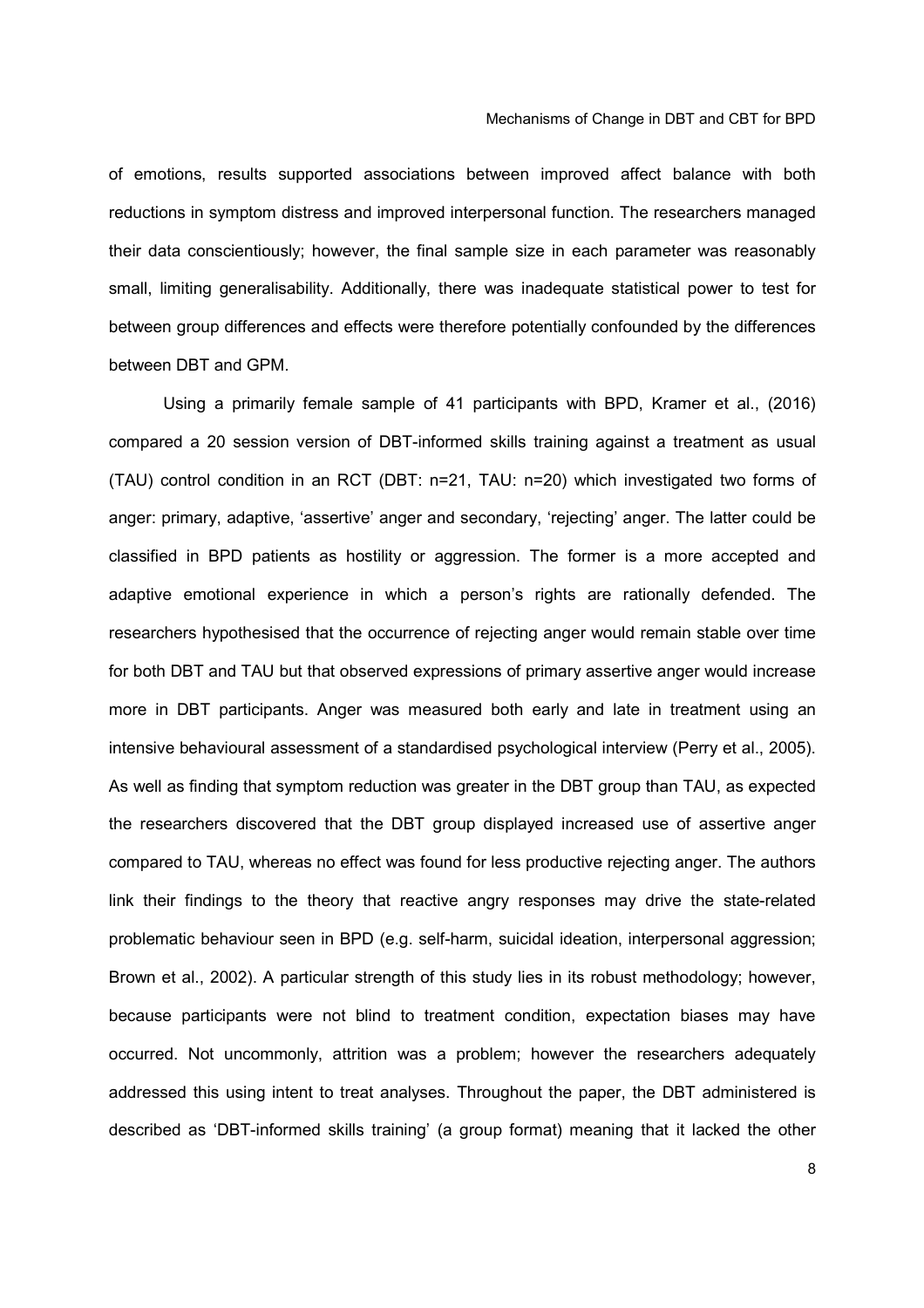of emotions, results supported associations between improved affect balance with both reductions in symptom distress and improved interpersonal function. The researchers managed their data conscientiously; however, the final sample size in each parameter was reasonably small, limiting generalisability. Additionally, there was inadequate statistical power to test for between group differences and effects were therefore potentially confounded by the differences between DBT and GPM.

Using a primarily female sample of 41 participants with BPD, Kramer et al., (2016) compared a 20 session version of DBT-informed skills training against a treatment as usual (TAU) control condition in an RCT (DBT: n=21, TAU: n=20) which investigated two forms of anger: primary, adaptive, 'assertive' anger and secondary, 'rejecting' anger. The latter could be classified in BPD patients as hostility or aggression. The former is a more accepted and adaptive emotional experience in which a person's rights are rationally defended. The researchers hypothesised that the occurrence of rejecting anger would remain stable over time for both DBT and TAU but that observed expressions of primary assertive anger would increase more in DBT participants. Anger was measured both early and late in treatment using an intensive behavioural assessment of a standardised psychological interview (Perry et al., 2005). As well as finding that symptom reduction was greater in the DBT group than TAU, as expected the researchers discovered that the DBT group displayed increased use of assertive anger compared to TAU, whereas no effect was found for less productive rejecting anger. The authors link their findings to the theory that reactive angry responses may drive the state-related problematic behaviour seen in BPD (e.g. self-harm, suicidal ideation, interpersonal aggression; Brown et al., 2002). A particular strength of this study lies in its robust methodology; however, because participants were not blind to treatment condition, expectation biases may have occurred. Not uncommonly, attrition was a problem; however the researchers adequately addressed this using intent to treat analyses. Throughout the paper, the DBT administered is described as 'DBT-informed skills training' (a group format) meaning that it lacked the other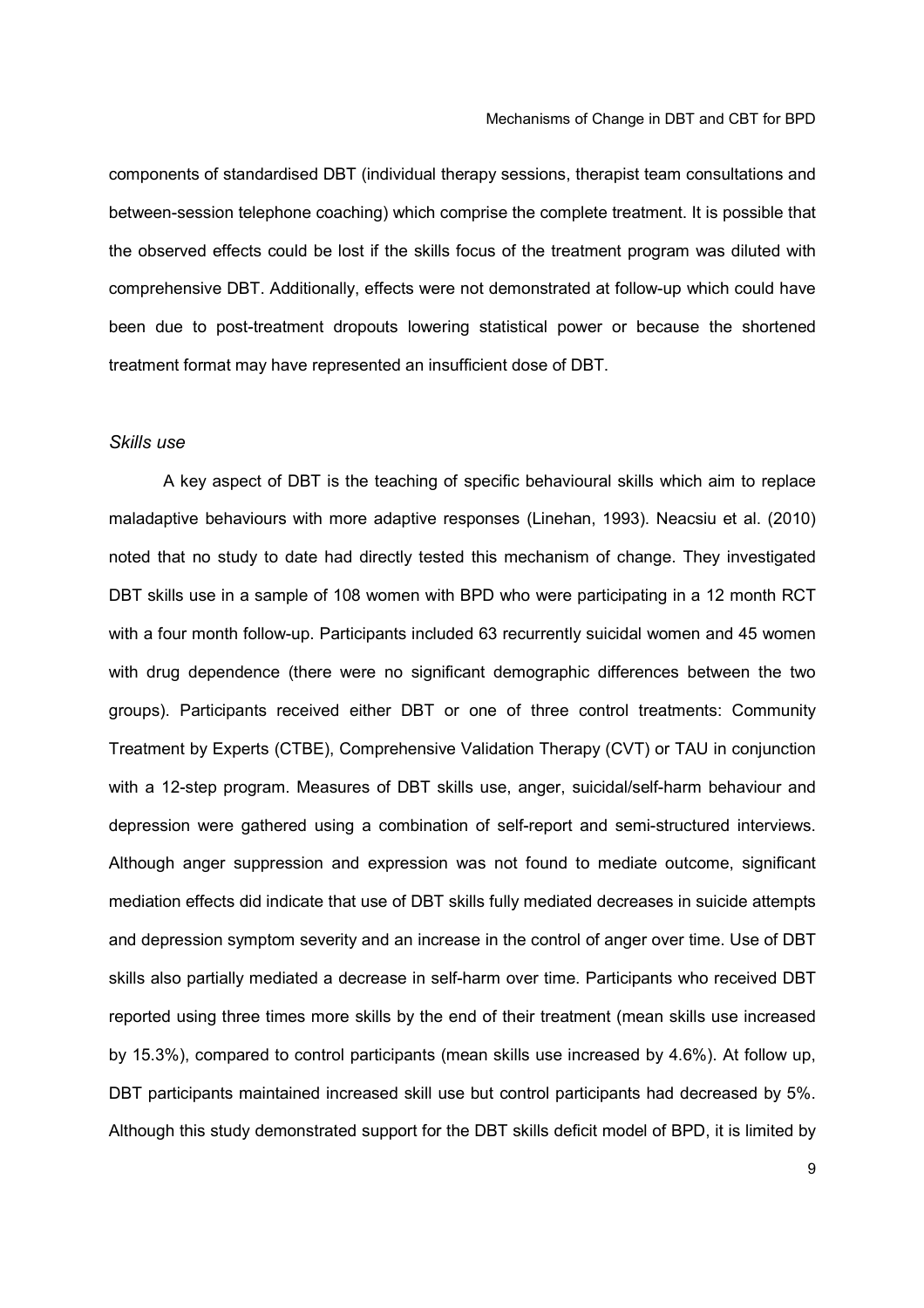components of standardised DBT (individual therapy sessions, therapist team consultations and between-session telephone coaching) which comprise the complete treatment. It is possible that the observed effects could be lost if the skills focus of the treatment program was diluted with comprehensive DBT. Additionally, effects were not demonstrated at follow-up which could have been due to post-treatment dropouts lowering statistical power or because the shortened treatment format may have represented an insufficient dose of DBT.

### *Skills use*

A key aspect of DBT is the teaching of specific behavioural skills which aim to replace maladaptive behaviours with more adaptive responses (Linehan, 1993). Neacsiu et al. (2010) noted that no study to date had directly tested this mechanism of change. They investigated DBT skills use in a sample of 108 women with BPD who were participating in a 12 month RCT with a four month follow-up. Participants included 63 recurrently suicidal women and 45 women with drug dependence (there were no significant demographic differences between the two groups). Participants received either DBT or one of three control treatments: Community Treatment by Experts (CTBE), Comprehensive Validation Therapy (CVT) or TAU in conjunction with a 12-step program. Measures of DBT skills use, anger, suicidal/self-harm behaviour and depression were gathered using a combination of self-report and semi-structured interviews. Although anger suppression and expression was not found to mediate outcome, significant mediation effects did indicate that use of DBT skills fully mediated decreases in suicide attempts and depression symptom severity and an increase in the control of anger over time. Use of DBT skills also partially mediated a decrease in self-harm over time. Participants who received DBT reported using three times more skills by the end of their treatment (mean skills use increased by 15.3%), compared to control participants (mean skills use increased by 4.6%). At follow up, DBT participants maintained increased skill use but control participants had decreased by 5%. Although this study demonstrated support for the DBT skills deficit model of BPD, it is limited by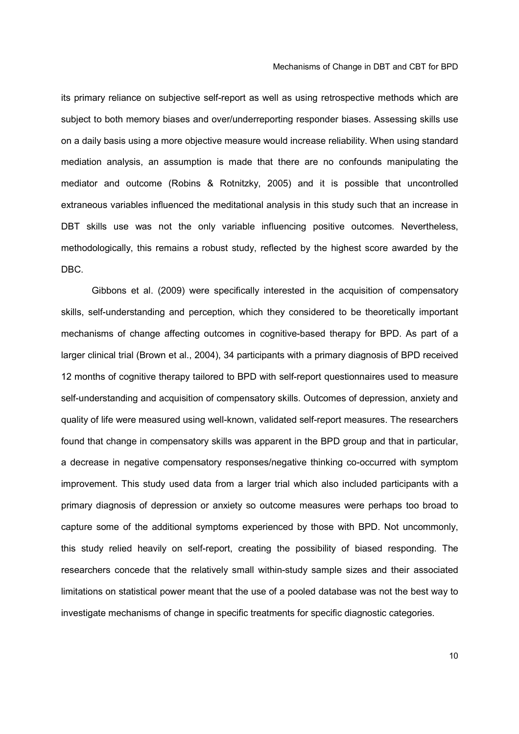its primary reliance on subjective self-report as well as using retrospective methods which are subject to both memory biases and over/underreporting responder biases. Assessing skills use on a daily basis using a more objective measure would increase reliability. When using standard mediation analysis, an assumption is made that there are no confounds manipulating the mediator and outcome (Robins & Rotnitzky, 2005) and it is possible that uncontrolled extraneous variables influenced the meditational analysis in this study such that an increase in DBT skills use was not the only variable influencing positive outcomes. Nevertheless, methodologically, this remains a robust study, reflected by the highest score awarded by the DBC.

Gibbons et al. (2009) were specifically interested in the acquisition of compensatory skills, self-understanding and perception, which they considered to be theoretically important mechanisms of change affecting outcomes in cognitive-based therapy for BPD. As part of a larger clinical trial (Brown et al., 2004), 34 participants with a primary diagnosis of BPD received 12 months of cognitive therapy tailored to BPD with self-report questionnaires used to measure self-understanding and acquisition of compensatory skills. Outcomes of depression, anxiety and quality of life were measured using well-known, validated self-report measures. The researchers found that change in compensatory skills was apparent in the BPD group and that in particular, a decrease in negative compensatory responses/negative thinking co-occurred with symptom improvement. This study used data from a larger trial which also included participants with a primary diagnosis of depression or anxiety so outcome measures were perhaps too broad to capture some of the additional symptoms experienced by those with BPD. Not uncommonly, this study relied heavily on self-report, creating the possibility of biased responding. The researchers concede that the relatively small within-study sample sizes and their associated limitations on statistical power meant that the use of a pooled database was not the best way to investigate mechanisms of change in specific treatments for specific diagnostic categories.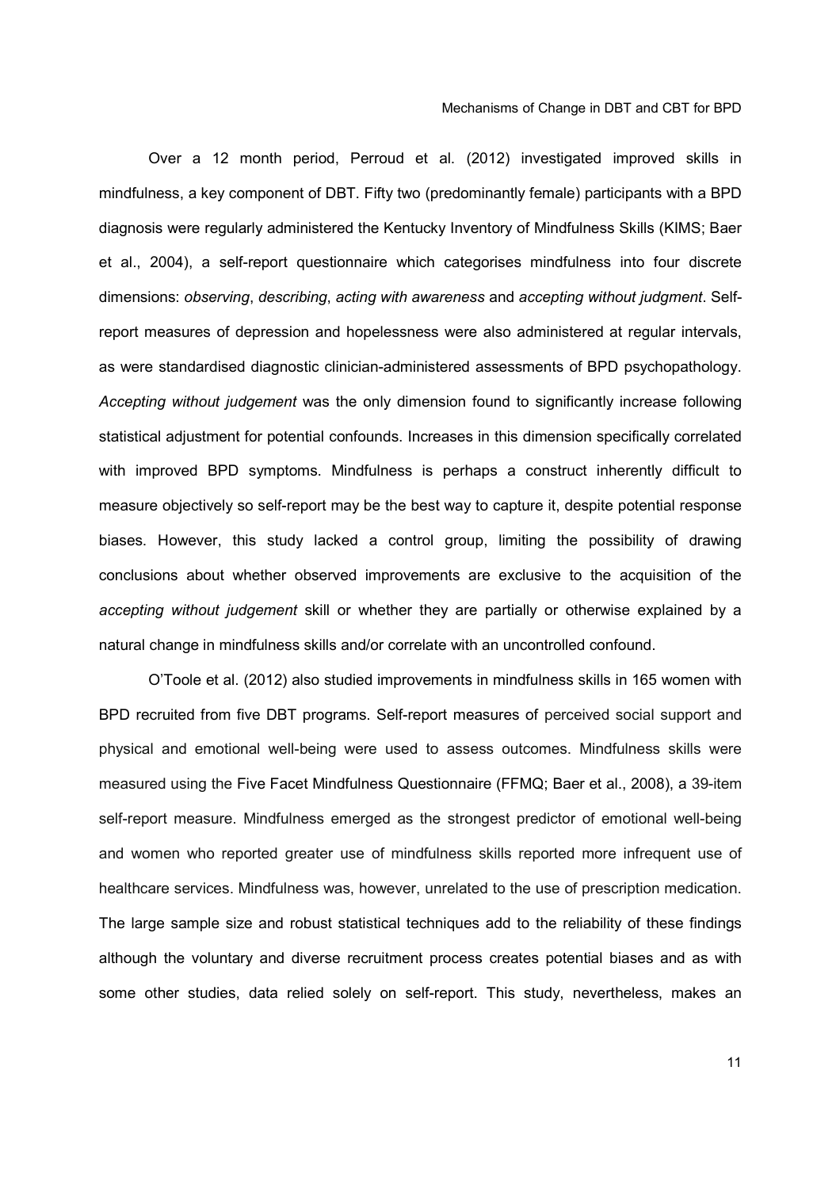Over a 12 month period, Perroud et al. (2012) investigated improved skills in mindfulness, a key component of DBT. Fifty two (predominantly female) participants with a BPD diagnosis were regularly administered the Kentucky Inventory of Mindfulness Skills (KIMS; Baer et al., 2004), a self-report questionnaire which categorises mindfulness into four discrete dimensions: *observing*, *describing*, *acting with awareness* and *accepting without judgment*. Self-report measures of depression and hopelessness were also administered at regular intervals, as were standardised diagnostic clinician-administered assessments of BPD psychopathology. *Accepting without judgement* was the only dimension found to significantly increase following statistical adjustment for potential confounds. Increases in this dimension specifically correlated with improved BPD symptoms. Mindfulness is perhaps a construct inherently difficult to measure objectively so self-report may be the best way to capture it, despite potential response biases. However, this study lacked a control group, limiting the possibility of drawing conclusions about whether observed improvements are exclusive to the acquisition of the *accepting without judgement* skill or whether they are partially or otherwise explained by a natural change in mindfulness skills and/or correlate with an uncontrolled confound.

O'Toole et al. (2012) also studied improvements in mindfulness skills in 165 women with BPD recruited from five DBT programs. Self-report measures of perceived social support and physical and emotional well-being were used to assess outcomes. Mindfulness skills were measured using the Five Facet Mindfulness Questionnaire (FFMQ; Baer et al., 2008), a 39-item self-report measure. Mindfulness emerged as the strongest predictor of emotional well-being and women who reported greater use of mindfulness skills reported more infrequent use of healthcare services. Mindfulness was, however, unrelated to the use of prescription medication. The large sample size and robust statistical techniques add to the reliability of these findings although the voluntary and diverse recruitment process creates potential biases and as with some other studies, data relied solely on self-report. This study, nevertheless, makes an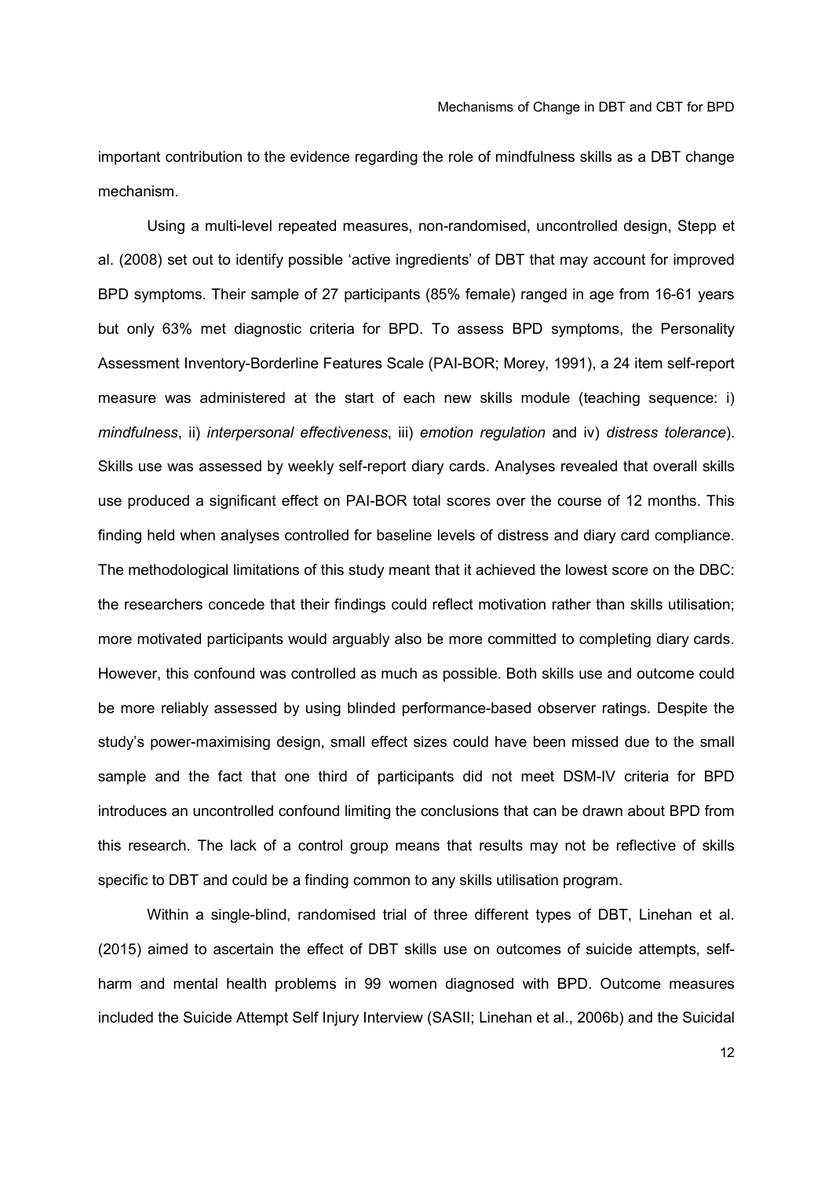important contribution to the evidence regarding the role of mindfulness skills as a DBT change mechanism.

Using a multi-level repeated measures, non-randomised, uncontrolled design, Stepp et al. (2008) set out to identify possible 'active ingredients' of DBT that may account for improved BPD symptoms. Their sample of 27 participants (85% female) ranged in age from 16-61 years but only 63% met diagnostic criteria for BPD. To assess BPD symptoms, the Personality Assessment Inventory-Borderline Features Scale (PAI-BOR; Morey, 1991), a 24 item self-report measure was administered at the start of each new skills module (teaching sequence: i) *mindfulness*, ii) *interpersonal effectiveness*, iii) *emotion regulation* and iv) *distress tolerance*). Skills use was assessed by weekly self-report diary cards. Analyses revealed that overall skills use produced a significant effect on PAI-BOR total scores over the course of 12 months. This finding held when analyses controlled for baseline levels of distress and diary card compliance. The methodological limitations of this study meant that it achieved the lowest score on the DBC: the researchers concede that their findings could reflect motivation rather than skills utilisation; more motivated participants would arguably also be more committed to completing diary cards. However, this confound was controlled as much as possible. Both skills use and outcome could be more reliably assessed by using blinded performance-based observer ratings. Despite the study's power-maximising design, small effect sizes could have been missed due to the small sample and the fact that one third of participants did not meet DSM-IV criteria for BPD introduces an uncontrolled confound limiting the conclusions that can be drawn about BPD from this research. The lack of a control group means that results may not be reflective of skills specific to DBT and could be a finding common to any skills utilisation program.

Within a single-blind, randomised trial of three different types of DBT, Linehan et al. (2015) aimed to ascertain the effect of DBT skills use on outcomes of suicide attempts, self-harm and mental health problems in 99 women diagnosed with BPD. Outcome measures included the Suicide Attempt Self Injury Interview (SASII; Linehan et al., 2006b) and the Suicidal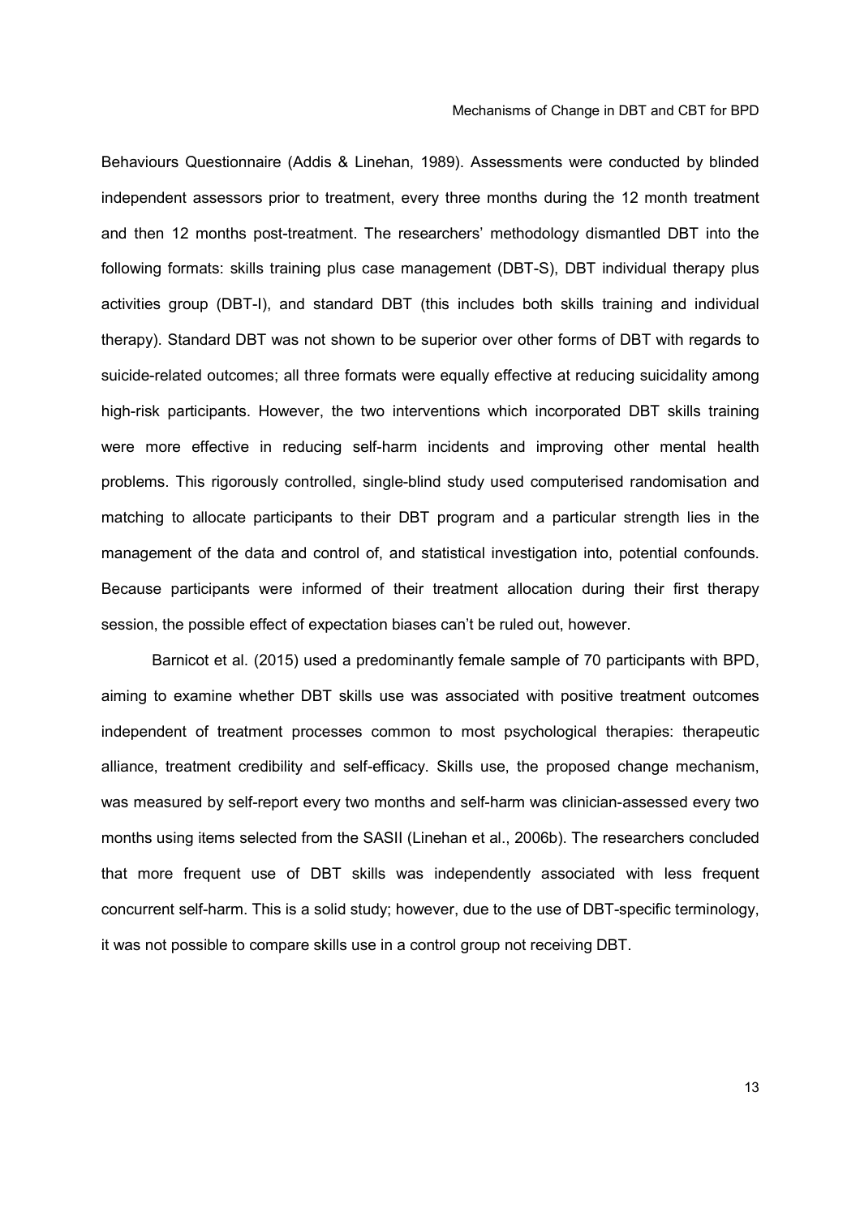Behaviours Questionnaire (Addis & Linehan, 1989). Assessments were conducted by blinded independent assessors prior to treatment, every three months during the 12 month treatment and then 12 months post-treatment. The researchers' methodology dismantled DBT into the following formats: skills training plus case management (DBT-S), DBT individual therapy plus activities group (DBT-I), and standard DBT (this includes both skills training and individual therapy). Standard DBT was not shown to be superior over other forms of DBT with regards to suicide-related outcomes; all three formats were equally effective at reducing suicidality among high-risk participants. However, the two interventions which incorporated DBT skills training were more effective in reducing self-harm incidents and improving other mental health problems. This rigorously controlled, single-blind study used computerised randomisation and matching to allocate participants to their DBT program and a particular strength lies in the management of the data and control of, and statistical investigation into, potential confounds. Because participants were informed of their treatment allocation during their first therapy session, the possible effect of expectation biases can't be ruled out, however.

Barnicot et al. (2015) used a predominantly female sample of 70 participants with BPD, aiming to examine whether DBT skills use was associated with positive treatment outcomes independent of treatment processes common to most psychological therapies: therapeutic alliance, treatment credibility and self-efficacy. Skills use, the proposed change mechanism, was measured by self-report every two months and self-harm was clinician-assessed every two months using items selected from the SASII (Linehan et al., 2006b). The researchers concluded that more frequent use of DBT skills was independently associated with less frequent concurrent self-harm. This is a solid study; however, due to the use of DBT-specific terminology, it was not possible to compare skills use in a control group not receiving DBT.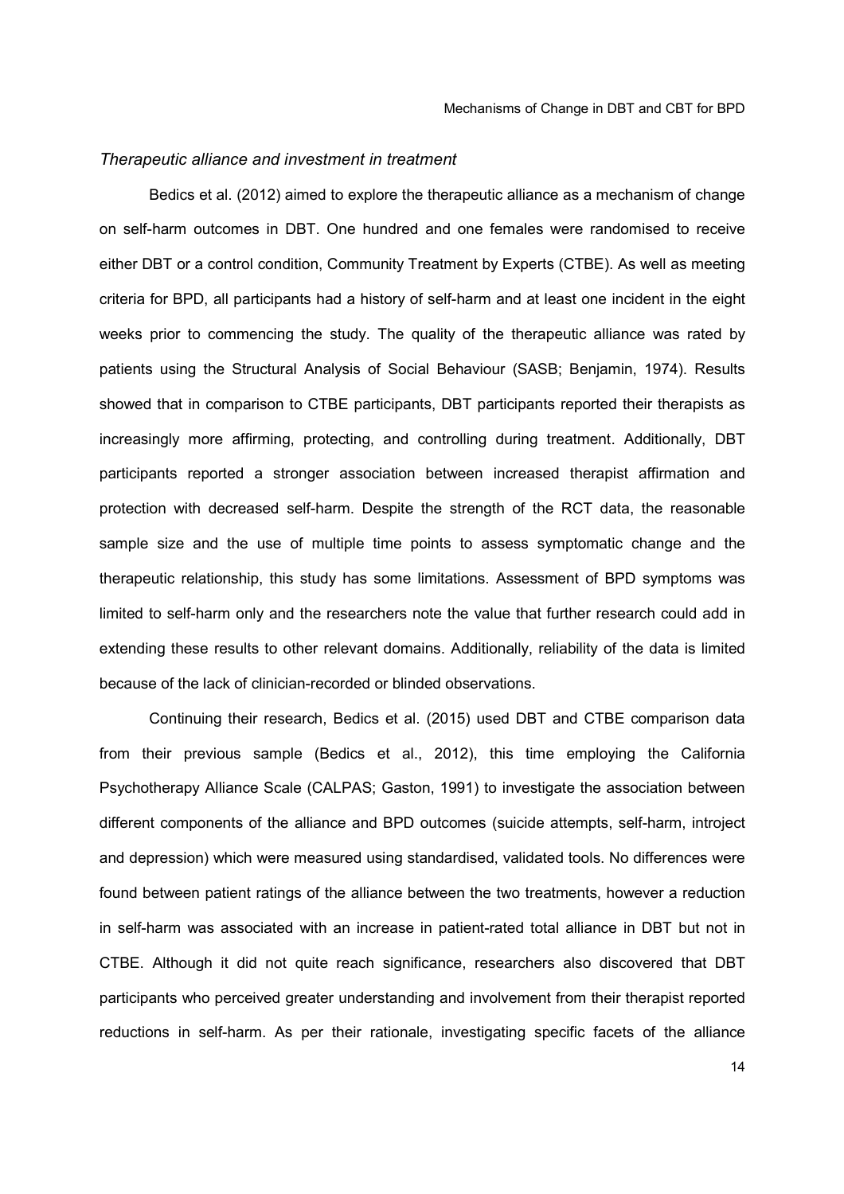### *Therapeutic alliance and investment in treatment*

Bedics et al. (2012) aimed to explore the therapeutic alliance as a mechanism of change on self-harm outcomes in DBT. One hundred and one females were randomised to receive either DBT or a control condition, Community Treatment by Experts (CTBE). As well as meeting criteria for BPD, all participants had a history of self-harm and at least one incident in the eight weeks prior to commencing the study. The quality of the therapeutic alliance was rated by patients using the Structural Analysis of Social Behaviour (SASB; Benjamin, 1974). Results showed that in comparison to CTBE participants, DBT participants reported their therapists as increasingly more affirming, protecting, and controlling during treatment. Additionally, DBT participants reported a stronger association between increased therapist affirmation and protection with decreased self-harm. Despite the strength of the RCT data, the reasonable sample size and the use of multiple time points to assess symptomatic change and the therapeutic relationship, this study has some limitations. Assessment of BPD symptoms was limited to self-harm only and the researchers note the value that further research could add in extending these results to other relevant domains. Additionally, reliability of the data is limited because of the lack of clinician-recorded or blinded observations.

Continuing their research, Bedics et al. (2015) used DBT and CTBE comparison data from their previous sample (Bedics et al., 2012), this time employing the California Psychotherapy Alliance Scale (CALPAS; Gaston, 1991) to investigate the association between different components of the alliance and BPD outcomes (suicide attempts, self-harm, introject and depression) which were measured using standardised, validated tools. No differences were found between patient ratings of the alliance between the two treatments, however a reduction in self-harm was associated with an increase in patient-rated total alliance in DBT but not in CTBE. Although it did not quite reach significance, researchers also discovered that DBT participants who perceived greater understanding and involvement from their therapist reported reductions in self-harm. As per their rationale, investigating specific facets of the alliance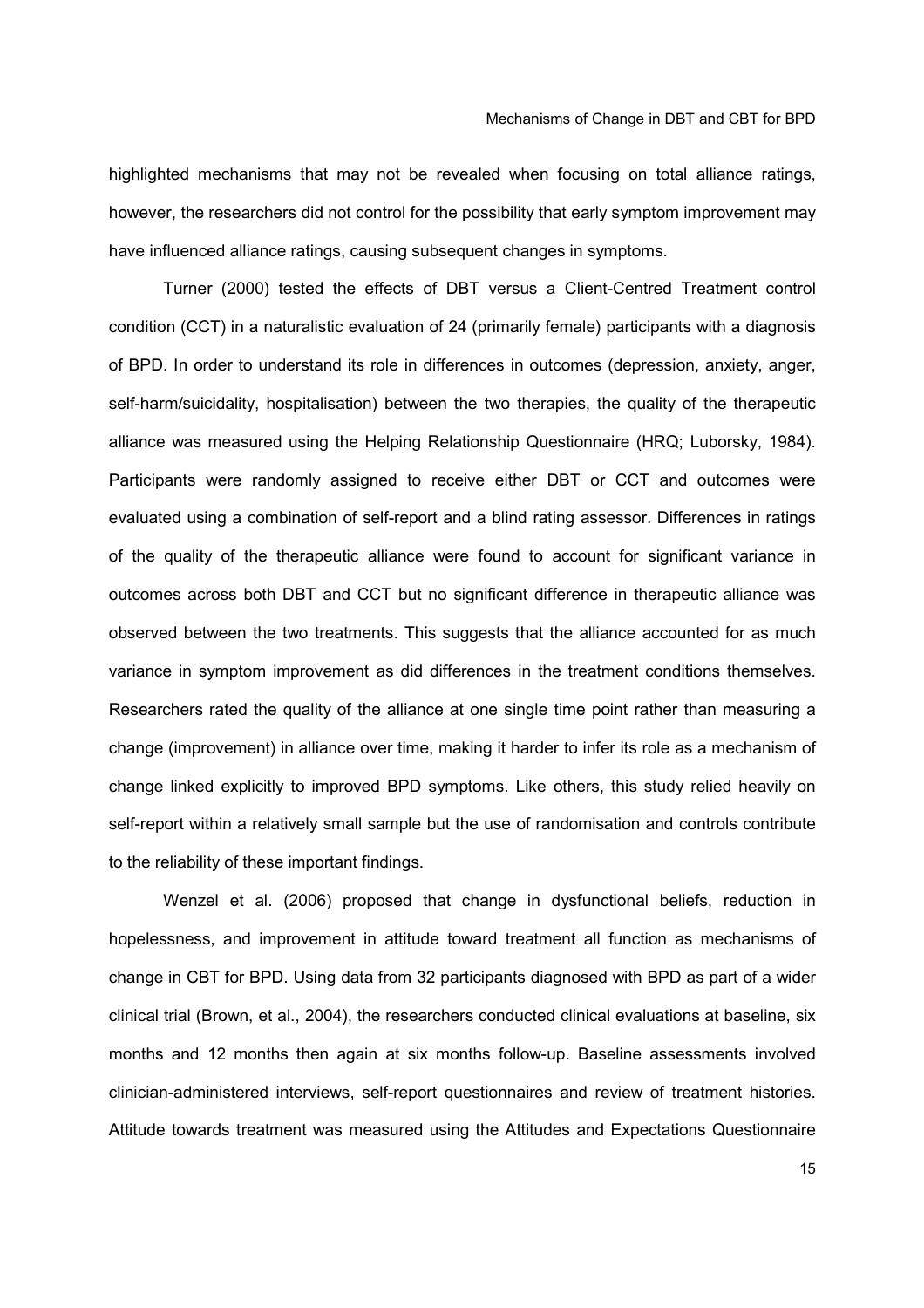highlighted mechanisms that may not be revealed when focusing on total alliance ratings, however, the researchers did not control for the possibility that early symptom improvement may have influenced alliance ratings, causing subsequent changes in symptoms.

Turner (2000) tested the effects of DBT versus a Client-Centred Treatment control condition (CCT) in a naturalistic evaluation of 24 (primarily female) participants with a diagnosis of BPD. In order to understand its role in differences in outcomes (depression, anxiety, anger, self-harm/suicidality, hospitalisation) between the two therapies, the quality of the therapeutic alliance was measured using the Helping Relationship Questionnaire (HRQ; Luborsky, 1984). Participants were randomly assigned to receive either DBT or CCT and outcomes were evaluated using a combination of self-report and a blind rating assessor. Differences in ratings of the quality of the therapeutic alliance were found to account for significant variance in outcomes across both DBT and CCT but no significant difference in therapeutic alliance was observed between the two treatments. This suggests that the alliance accounted for as much variance in symptom improvement as did differences in the treatment conditions themselves. Researchers rated the quality of the alliance at one single time point rather than measuring a change (improvement) in alliance over time, making it harder to infer its role as a mechanism of change linked explicitly to improved BPD symptoms. Like others, this study relied heavily on self-report within a relatively small sample but the use of randomisation and controls contribute to the reliability of these important findings.

Wenzel et al. (2006) proposed that change in dysfunctional beliefs, reduction in hopelessness, and improvement in attitude toward treatment all function as mechanisms of change in CBT for BPD. Using data from 32 participants diagnosed with BPD as part of a wider clinical trial (Brown, et al., 2004), the researchers conducted clinical evaluations at baseline, six months and 12 months then again at six months follow-up. Baseline assessments involved clinician-administered interviews, self-report questionnaires and review of treatment histories. Attitude towards treatment was measured using the Attitudes and Expectations Questionnaire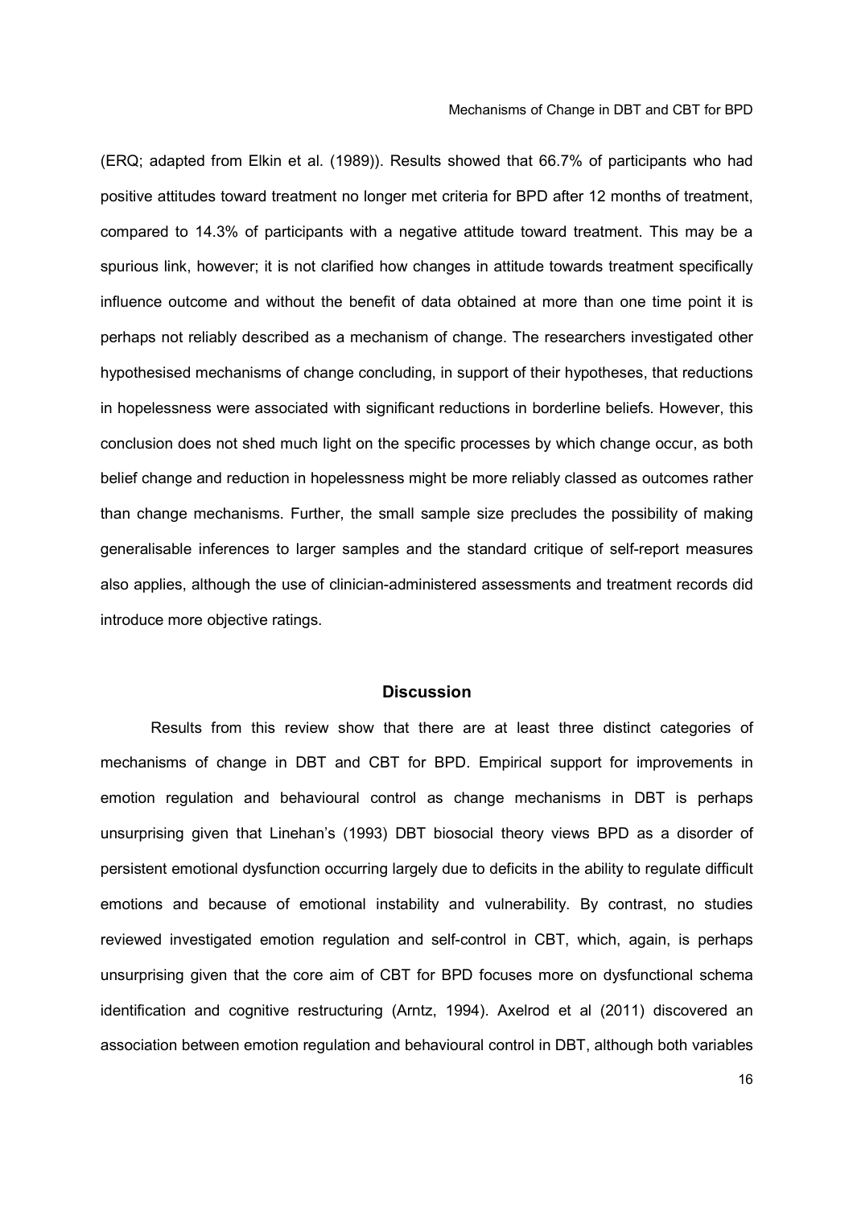(ERQ; adapted from Elkin et al. (1989)). Results showed that 66.7% of participants who had positive attitudes toward treatment no longer met criteria for BPD after 12 months of treatment, compared to 14.3% of participants with a negative attitude toward treatment. This may be a spurious link, however; it is not clarified how changes in attitude towards treatment specifically influence outcome and without the benefit of data obtained at more than one time point it is perhaps not reliably described as a mechanism of change. The researchers investigated other hypothesised mechanisms of change concluding, in support of their hypotheses, that reductions in hopelessness were associated with significant reductions in borderline beliefs. However, this conclusion does not shed much light on the specific processes by which change occur, as both belief change and reduction in hopelessness might be more reliably classed as outcomes rather than change mechanisms. Further, the small sample size precludes the possibility of making generalisable inferences to larger samples and the standard critique of self-report measures also applies, although the use of clinician-administered assessments and treatment records did introduce more objective ratings.

## Discussion

Results from this review show that there are at least three distinct categories of mechanisms of change in DBT and CBT for BPD. Empirical support for improvements in emotion regulation and behavioural control as change mechanisms in DBT is perhaps unsurprising given that Linehan's (1993) DBT biosocial theory views BPD as a disorder of persistent emotional dysfunction occurring largely due to deficits in the ability to regulate difficult emotions and because of emotional instability and vulnerability. By contrast, no studies reviewed investigated emotion regulation and self-control in CBT, which, again, is perhaps unsurprising given that the core aim of CBT for BPD focuses more on dysfunctional schema identification and cognitive restructuring (Arntz, 1994). Axelrod et al (2011) discovered an association between emotion regulation and behavioural control in DBT, although both variables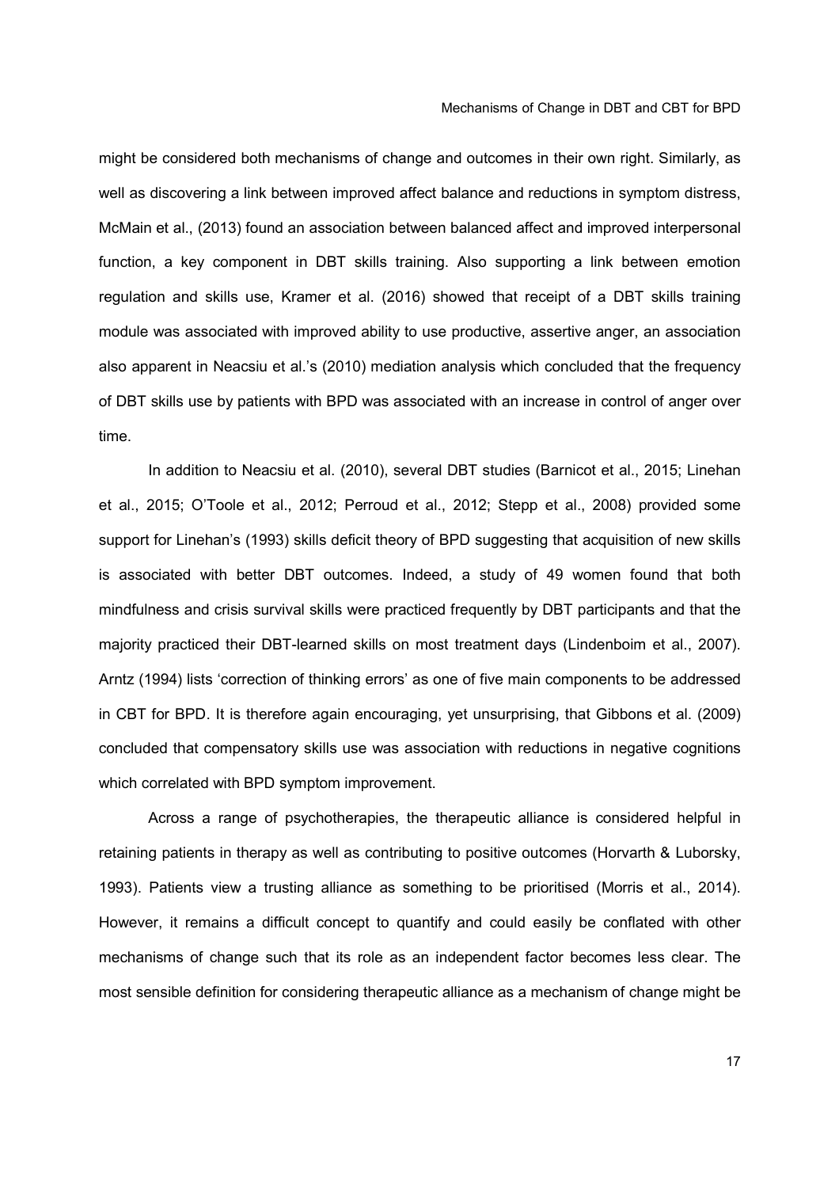might be considered both mechanisms of change and outcomes in their own right. Similarly, as well as discovering a link between improved affect balance and reductions in symptom distress, McMain et al., (2013) found an association between balanced affect and improved interpersonal function, a key component in DBT skills training. Also supporting a link between emotion regulation and skills use, Kramer et al. (2016) showed that receipt of a DBT skills training module was associated with improved ability to use productive, assertive anger, an association also apparent in Neacsiu et al.'s (2010) mediation analysis which concluded that the frequency of DBT skills use by patients with BPD was associated with an increase in control of anger over time.

In addition to Neacsiu et al. (2010), several DBT studies (Barnicot et al., 2015; Linehan et al., 2015; O'Toole et al., 2012; Perroud et al., 2012; Stepp et al., 2008) provided some support for Linehan's (1993) skills deficit theory of BPD suggesting that acquisition of new skills is associated with better DBT outcomes. Indeed, a study of 49 women found that both mindfulness and crisis survival skills were practiced frequently by DBT participants and that the majority practiced their DBT-learned skills on most treatment days (Lindenboim et al., 2007). Arntz (1994) lists 'correction of thinking errors' as one of five main components to be addressed in CBT for BPD. It is therefore again encouraging, yet unsurprising, that Gibbons et al. (2009) concluded that compensatory skills use was association with reductions in negative cognitions which correlated with BPD symptom improvement.

Across a range of psychotherapies, the therapeutic alliance is considered helpful in retaining patients in therapy as well as contributing to positive outcomes (Horvarth & Luborsky, 1993). Patients view a trusting alliance as something to be prioritised (Morris et al., 2014). However, it remains a difficult concept to quantify and could easily be conflated with other mechanisms of change such that its role as an independent factor becomes less clear. The most sensible definition for considering therapeutic alliance as a mechanism of change might be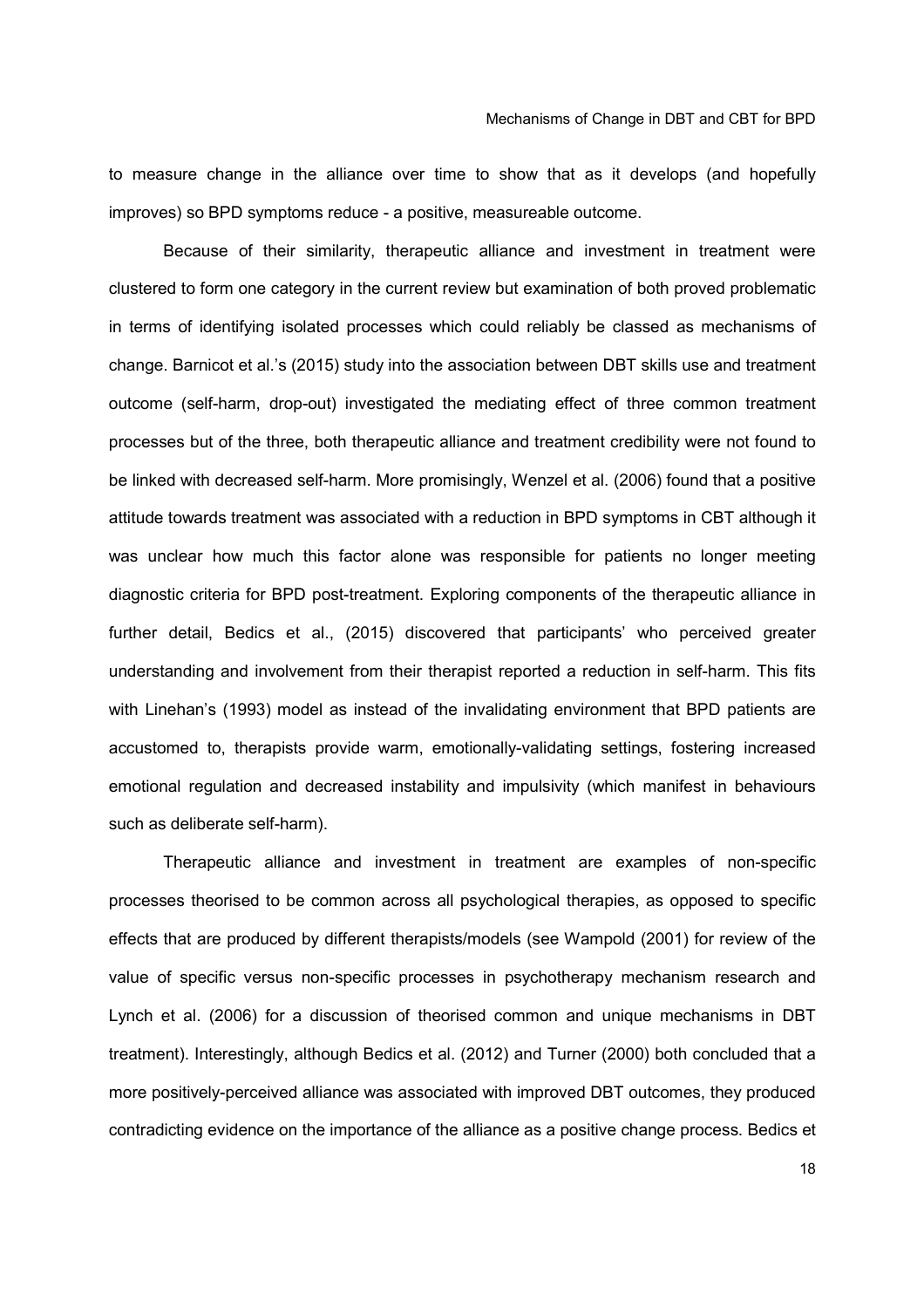to measure change in the alliance over time to show that as it develops (and hopefully improves) so BPD symptoms reduce - a positive, measureable outcome.

Because of their similarity, therapeutic alliance and investment in treatment were clustered to form one category in the current review but examination of both proved problematic in terms of identifying isolated processes which could reliably be classed as mechanisms of change. Barnicot et al.'s (2015) study into the association between DBT skills use and treatment outcome (self-harm, drop-out) investigated the mediating effect of three common treatment processes but of the three, both therapeutic alliance and treatment credibility were not found to be linked with decreased self-harm. More promisingly, Wenzel et al. (2006) found that a positive attitude towards treatment was associated with a reduction in BPD symptoms in CBT although it was unclear how much this factor alone was responsible for patients no longer meeting diagnostic criteria for BPD post-treatment. Exploring components of the therapeutic alliance in further detail, Bedics et al., (2015) discovered that participants' who perceived greater understanding and involvement from their therapist reported a reduction in self-harm. This fits with Linehan's (1993) model as instead of the invalidating environment that BPD patients are accustomed to, therapists provide warm, emotionally-validating settings, fostering increased emotional regulation and decreased instability and impulsivity (which manifest in behaviours such as deliberate self-harm).

Therapeutic alliance and investment in treatment are examples of non-specific processes theorised to be common across all psychological therapies, as opposed to specific effects that are produced by different therapists/models (see Wampold (2001) for review of the value of specific versus non-specific processes in psychotherapy mechanism research and Lynch et al. (2006) for a discussion of theorised common and unique mechanisms in DBT treatment). Interestingly, although Bedics et al. (2012) and Turner (2000) both concluded that a more positively-perceived alliance was associated with improved DBT outcomes, they produced contradicting evidence on the importance of the alliance as a positive change process. Bedics et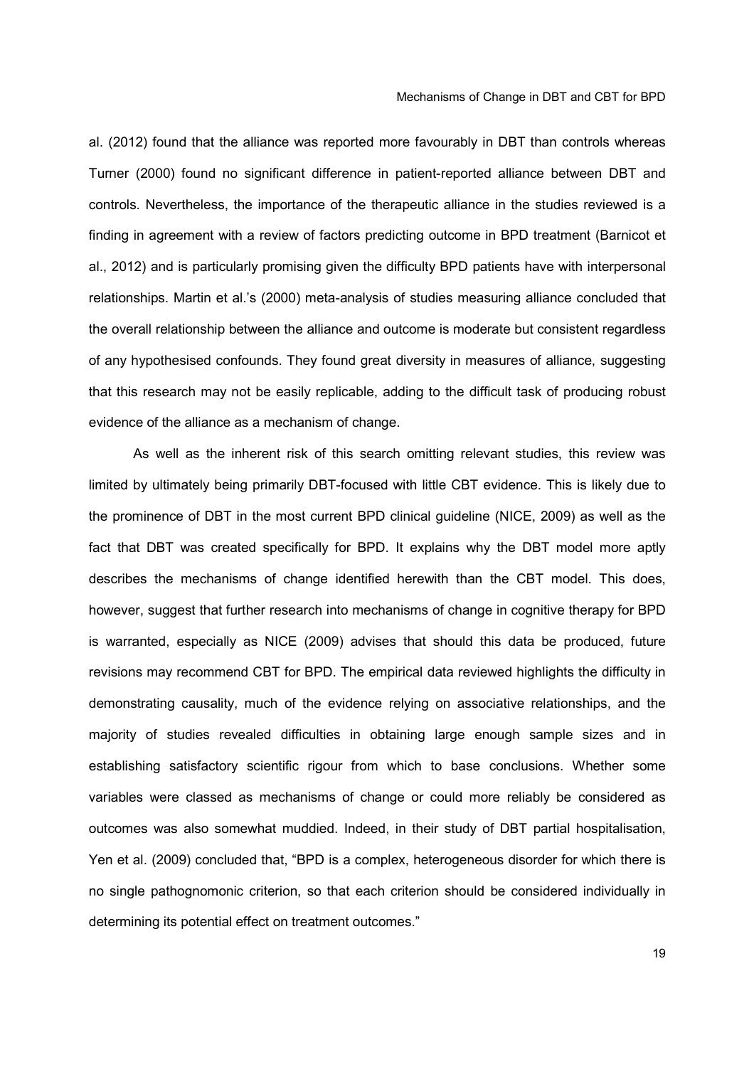al. (2012) found that the alliance was reported more favourably in DBT than controls whereas Turner (2000) found no significant difference in patient-reported alliance between DBT and controls. Nevertheless, the importance of the therapeutic alliance in the studies reviewed is a finding in agreement with a review of factors predicting outcome in BPD treatment (Barnicot et al., 2012) and is particularly promising given the difficulty BPD patients have with interpersonal relationships. Martin et al.'s (2000) meta-analysis of studies measuring alliance concluded that the overall relationship between the alliance and outcome is moderate but consistent regardless of any hypothesised confounds. They found great diversity in measures of alliance, suggesting that this research may not be easily replicable, adding to the difficult task of producing robust evidence of the alliance as a mechanism of change.

As well as the inherent risk of this search omitting relevant studies, this review was limited by ultimately being primarily DBT-focused with little CBT evidence. This is likely due to the prominence of DBT in the most current BPD clinical guideline (NICE, 2009) as well as the fact that DBT was created specifically for BPD. It explains why the DBT model more aptly describes the mechanisms of change identified herewith than the CBT model. This does, however, suggest that further research into mechanisms of change in cognitive therapy for BPD is warranted, especially as NICE (2009) advises that should this data be produced, future revisions may recommend CBT for BPD. The empirical data reviewed highlights the difficulty in demonstrating causality, much of the evidence relying on associative relationships, and the majority of studies revealed difficulties in obtaining large enough sample sizes and in establishing satisfactory scientific rigour from which to base conclusions. Whether some variables were classed as mechanisms of change or could more reliably be considered as outcomes was also somewhat muddied. Indeed, in their study of DBT partial hospitalisation, Yen et al. (2009) concluded that, "BPD is a complex, heterogeneous disorder for which there is no single pathognomonic criterion, so that each criterion should be considered individually in determining its potential effect on treatment outcomes."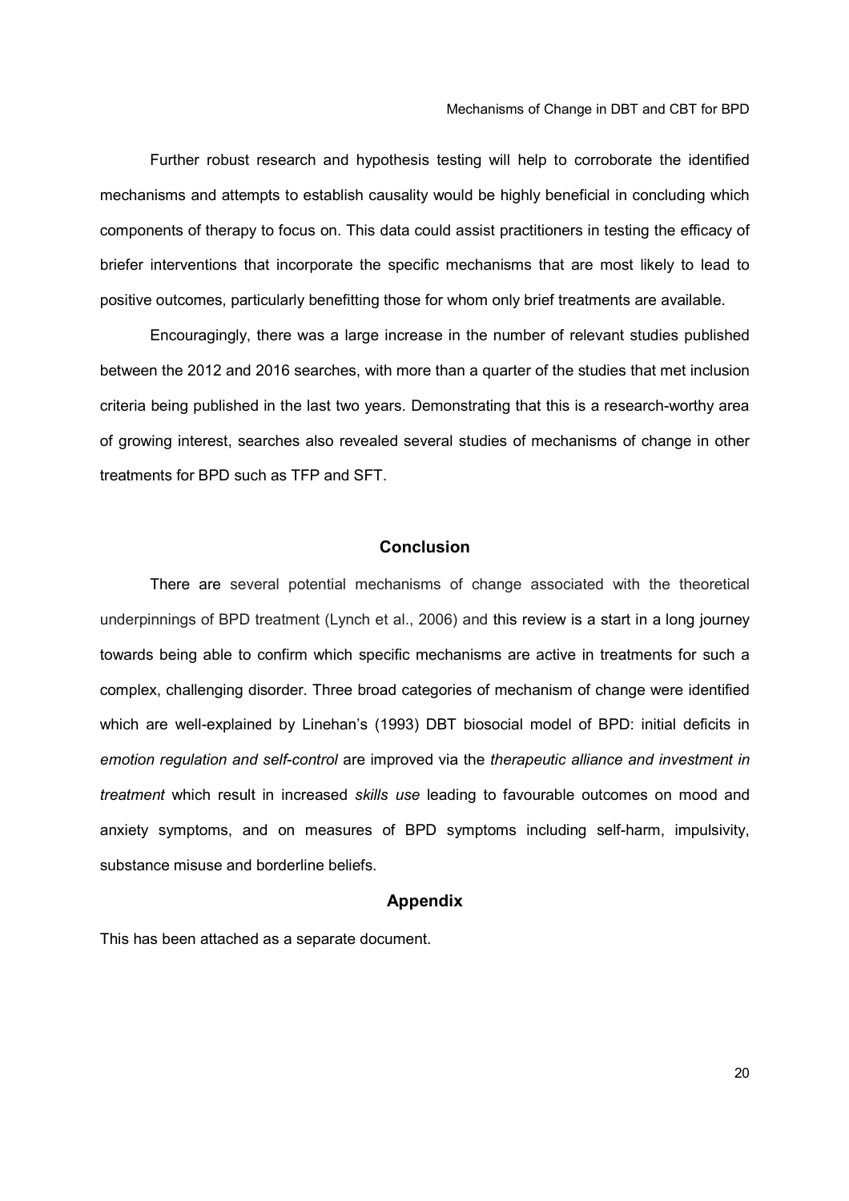Further robust research and hypothesis testing will help to corroborate the identified mechanisms and attempts to establish causality would be highly beneficial in concluding which components of therapy to focus on. This data could assist practitioners in testing the efficacy of briefer interventions that incorporate the specific mechanisms that are most likely to lead to positive outcomes, particularly benefitting those for whom only brief treatments are available.

Encouragingly, there was a large increase in the number of relevant studies published between the 2012 and 2016 searches, with more than a quarter of the studies that met inclusion criteria being published in the last two years. Demonstrating that this is a research-worthy area of growing interest, searches also revealed several studies of mechanisms of change in other treatments for BPD such as TFP and SFT.

## Conclusion

There are several potential mechanisms of change associated with the theoretical underpinnings of BPD treatment (Lynch et al., 2006) and this review is a start in a long journey towards being able to confirm which specific mechanisms are active in treatments for such a complex, challenging disorder. Three broad categories of mechanism of change were identified which are well-explained by Linehan's (1993) DBT biosocial model of BPD: initial deficits in *emotion regulation and self-control* are improved via the *therapeutic alliance and investment in treatment* which result in increased *skills use* leading to favourable outcomes on mood and anxiety symptoms, and on measures of BPD symptoms including self-harm, impulsivity, substance misuse and borderline beliefs.

## Appendix

This has been attached as a separate document.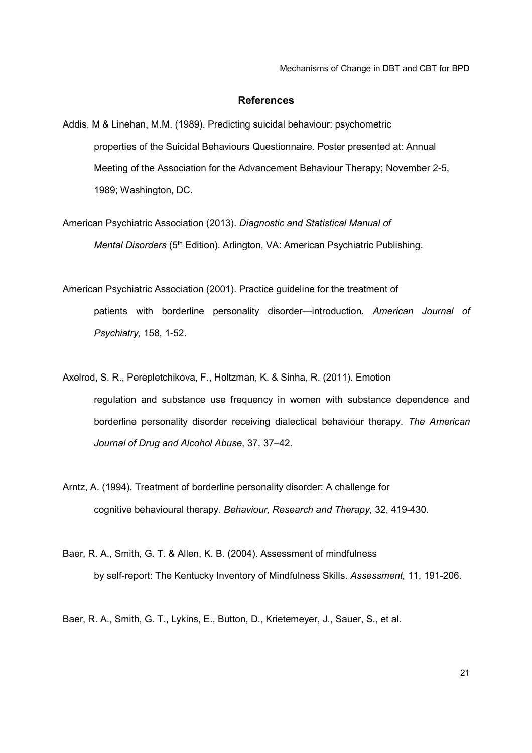## References

Addis, M & Linehan, M.M. (1989). Predicting suicidal behaviour: psychometric properties of the Suicidal Behaviours Questionnaire. Poster presented at: Annual Meeting of the Association for the Advancement Behaviour Therapy; November 2-5, 1989; Washington, DC.

American Psychiatric Association (2013). *Diagnostic and Statistical Manual of Mental Disorders* (5th Edition). Arlington, VA: American Psychiatric Publishing.

American Psychiatric Association (2001). Practice guideline for the treatment of patients with borderline personality disorder—introduction. *American Journal of Psychiatry,* 158, 1-52.

Axelrod, S. R., Perepletchikova, F., Holtzman, K. & Sinha, R. (2011). Emotion regulation and substance use frequency in women with substance dependence and borderline personality disorder receiving dialectical behaviour therapy. *The American Journal of Drug and Alcohol Abuse*, 37, 37–42.

Arntz, A. (1994). Treatment of borderline personality disorder: A challenge for cognitive behavioural therapy. *Behaviour, Research and Therapy,* 32, 419-430.

Baer, R. A., Smith, G. T. & Allen, K. B. (2004). Assessment of mindfulness by self-report: The Kentucky Inventory of Mindfulness Skills. *Assessment,* 11, 191-206.

Baer, R. A., Smith, G. T., Lykins, E., Button, D., Krietemeyer, J., Sauer, S., et al.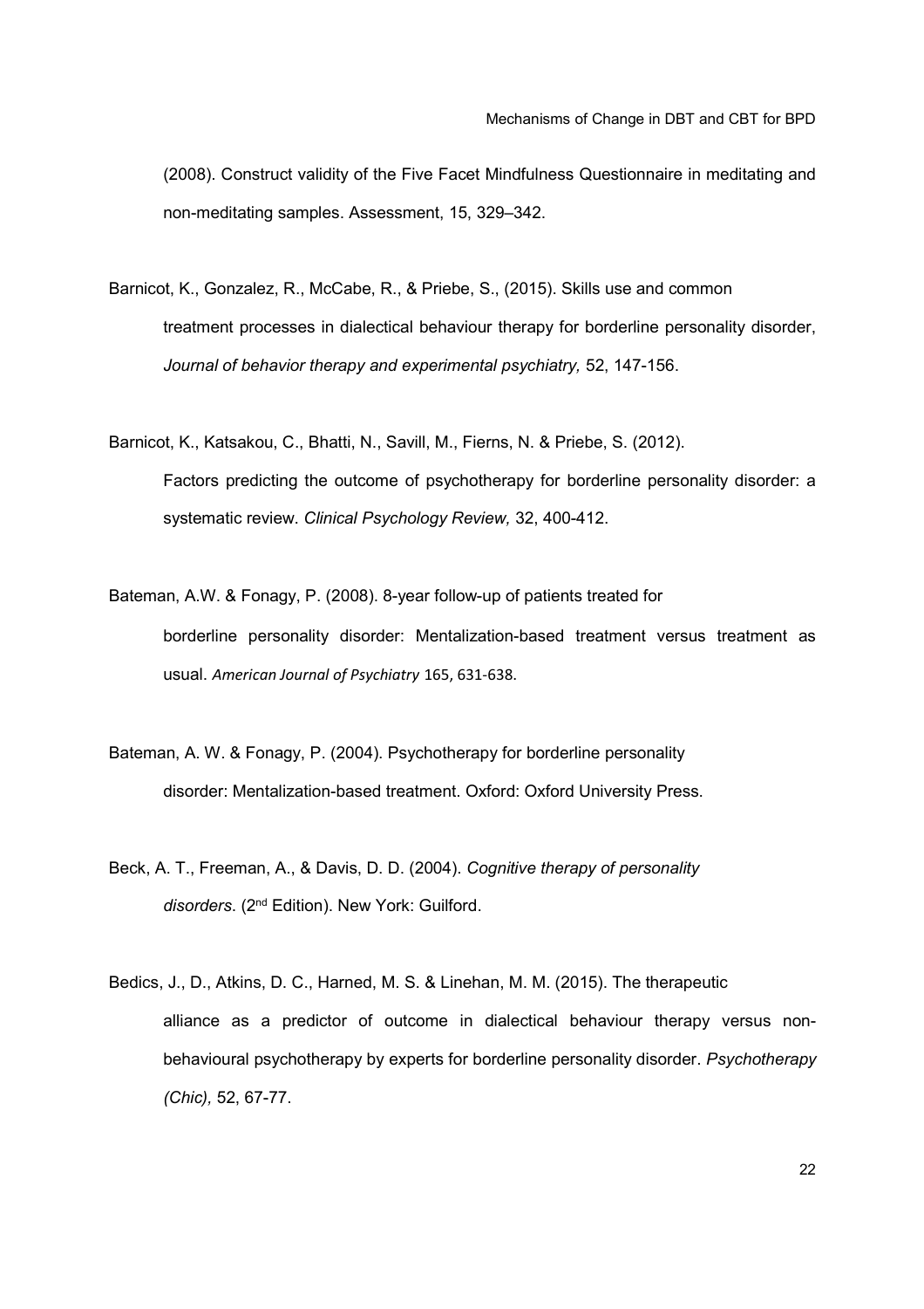(2008). Construct validity of the Five Facet Mindfulness Questionnaire in meditating and non-meditating samples. Assessment, 15, 329–342.

Barnicot, K., Gonzalez, R., McCabe, R., & Priebe, S., (2015). Skills use and common treatment processes in dialectical behaviour therapy for borderline personality disorder, *Journal of behavior therapy and experimental psychiatry,* 52, 147-156.

Barnicot, K., Katsakou, C., Bhatti, N., Savill, M., Fierns, N. & Priebe, S. (2012). Factors predicting the outcome of psychotherapy for borderline personality disorder: a systematic review. *Clinical Psychology Review,* 32, 400-412.

Bateman, A.W. & Fonagy, P. (2008). 8-year follow-up of patients treated for borderline personality disorder: Mentalization-based treatment versus treatment as usual. *American Journal of Psychiatry* 165, 631-638.

Bateman, A. W. & Fonagy, P. (2004). Psychotherapy for borderline personality disorder: Mentalization-based treatment. Oxford: Oxford University Press.

Beck, A. T., Freeman, A., & Davis, D. D. (2004). *Cognitive therapy of personality disorders*. (2nd Edition). New York: Guilford.

Bedics, J., D., Atkins, D. C., Harned, M. S. & Linehan, M. M. (2015). The therapeutic alliance as a predictor of outcome in dialectical behaviour therapy versus non-behavioural psychotherapy by experts for borderline personality disorder. *Psychotherapy (Chic),* 52, 67-77.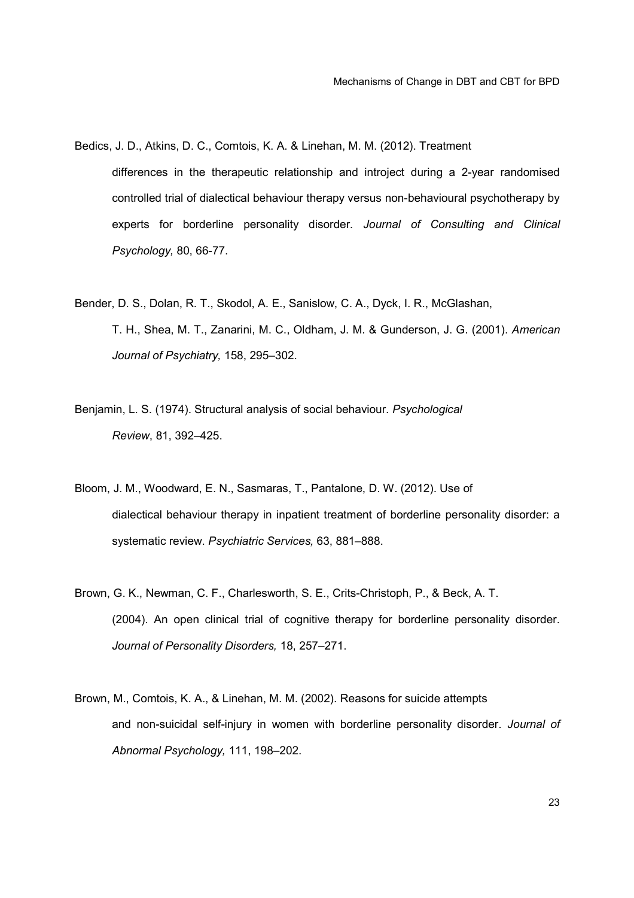Bedics, J. D., Atkins, D. C., Comtois, K. A. & Linehan, M. M. (2012). Treatment differences in the therapeutic relationship and introject during a 2-year randomised controlled trial of dialectical behaviour therapy versus non-behavioural psychotherapy by experts for borderline personality disorder. *Journal of Consulting and Clinical Psychology,* 80, 66-77.

Bender, D. S., Dolan, R. T., Skodol, A. E., Sanislow, C. A., Dyck, I. R., McGlashan, T. H., Shea, M. T., Zanarini, M. C., Oldham, J. M. & Gunderson, J. G. (2001). *American Journal of Psychiatry,* 158, 295–302.

Benjamin, L. S. (1974). Structural analysis of social behaviour. *Psychological Review*, 81, 392–425.

Bloom, J. M., Woodward, E. N., Sasmaras, T., Pantalone, D. W. (2012). Use of dialectical behaviour therapy in inpatient treatment of borderline personality disorder: a systematic review. *Psychiatric Services,* 63, 881–888.

Brown, G. K., Newman, C. F., Charlesworth, S. E., Crits-Christoph, P., & Beck, A. T. (2004). An open clinical trial of cognitive therapy for borderline personality disorder. *Journal of Personality Disorders,* 18, 257–271.

Brown, M., Comtois, K. A., & Linehan, M. M. (2002). Reasons for suicide attempts and non-suicidal self-injury in women with borderline personality disorder. *Journal of Abnormal Psychology,* 111, 198–202.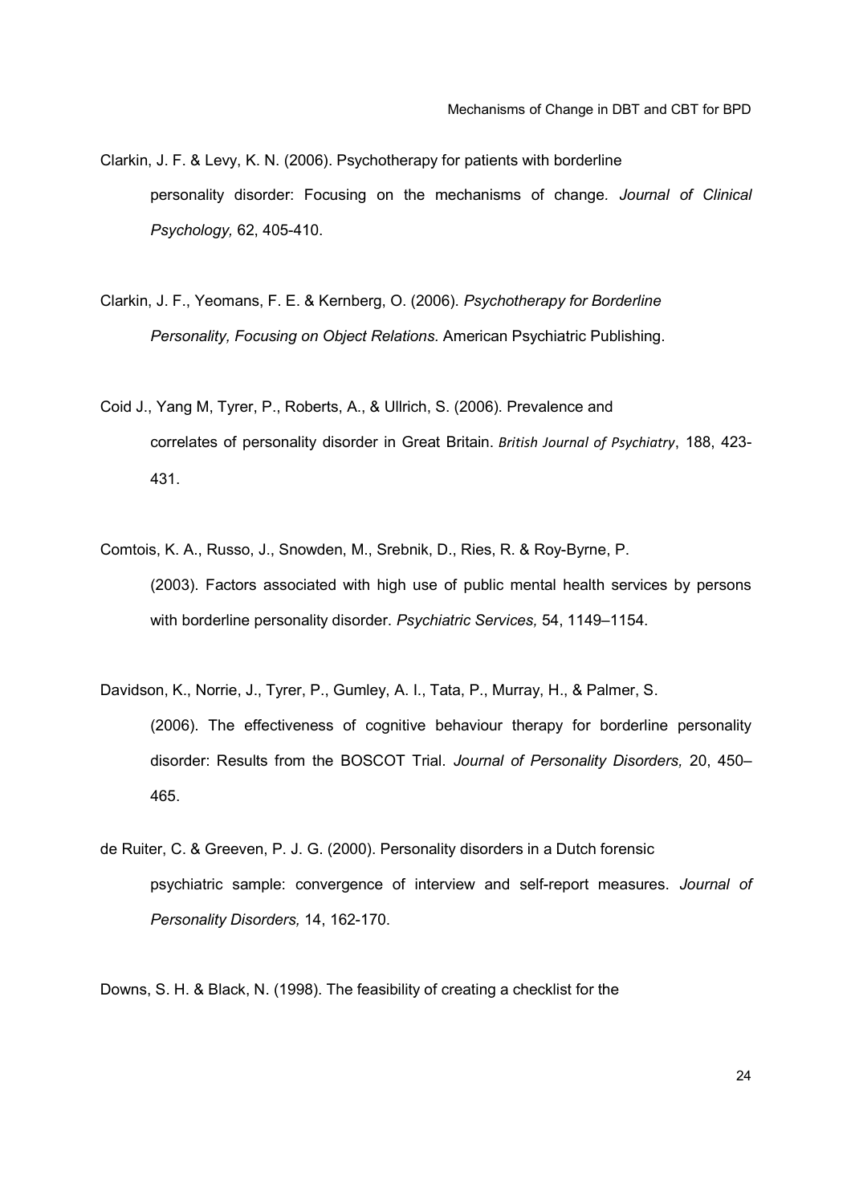Clarkin, J. F. & Levy, K. N. (2006). Psychotherapy for patients with borderline personality disorder: Focusing on the mechanisms of change. *Journal of Clinical Psychology,* 62, 405-410.

Clarkin, J. F., Yeomans, F. E. & Kernberg, O. (2006). *Psychotherapy for Borderline Personality, Focusing on Object Relations.* American Psychiatric Publishing.

Coid J., Yang M, Tyrer, P., Roberts, A., & Ullrich, S. (2006). Prevalence and correlates of personality disorder in Great Britain. *British Journal of Psychiatry*, 188, 423-431.

Comtois, K. A., Russo, J., Snowden, M., Srebnik, D., Ries, R. & Roy-Byrne, P. (2003). Factors associated with high use of public mental health services by persons with borderline personality disorder. *Psychiatric Services,* 54, 1149–1154.

Davidson, K., Norrie, J., Tyrer, P., Gumley, A. I., Tata, P., Murray, H., & Palmer, S. (2006). The effectiveness of cognitive behaviour therapy for borderline personality disorder: Results from the BOSCOT Trial. *Journal of Personality Disorders,* 20, 450–465.

de Ruiter, C. & Greeven, P. J. G. (2000). Personality disorders in a Dutch forensic psychiatric sample: convergence of interview and self-report measures. *Journal of Personality Disorders,* 14, 162-170.

Downs, S. H. & Black, N. (1998). The feasibility of creating a checklist for the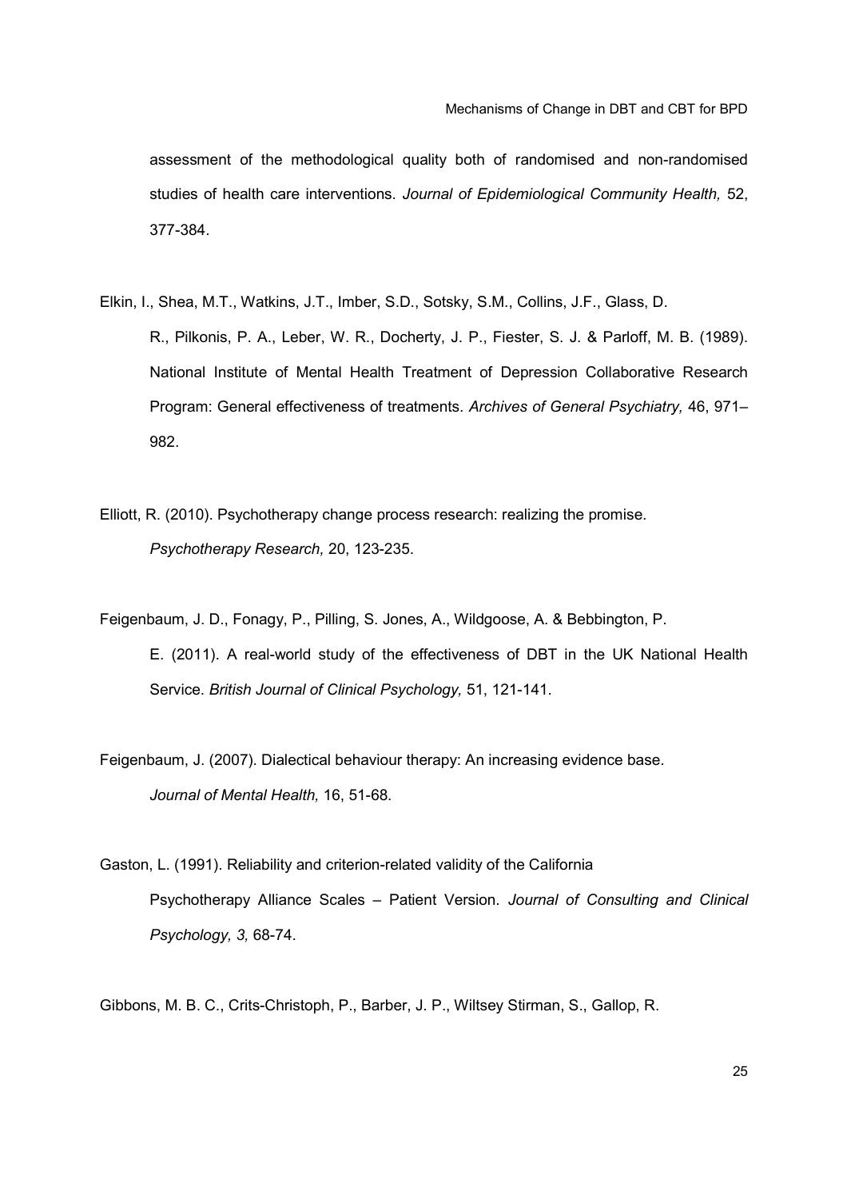assessment of the methodological quality both of randomised and non-randomised studies of health care interventions. *Journal of Epidemiological Community Health,* 52, 377-384.

Elkin, I., Shea, M.T., Watkins, J.T., Imber, S.D., Sotsky, S.M., Collins, J.F., Glass, D. R., Pilkonis, P. A., Leber, W. R., Docherty, J. P., Fiester, S. J. & Parloff, M. B. (1989). National Institute of Mental Health Treatment of Depression Collaborative Research Program: General effectiveness of treatments. *Archives of General Psychiatry,* 46, 971–982.

Elliott, R. (2010). Psychotherapy change process research: realizing the promise. *Psychotherapy Research,* 20, 123-235.

Feigenbaum, J. D., Fonagy, P., Pilling, S. Jones, A., Wildgoose, A. & Bebbington, P. E. (2011). A real-world study of the effectiveness of DBT in the UK National Health Service. *British Journal of Clinical Psychology,* 51, 121-141.

Feigenbaum, J. (2007). Dialectical behaviour therapy: An increasing evidence base. *Journal of Mental Health,* 16, 51-68.

Gaston, L. (1991). Reliability and criterion-related validity of the California Psychotherapy Alliance Scales – Patient Version. *Journal of Consulting and Clinical Psychology, 3,* 68-74.

Gibbons, M. B. C., Crits-Christoph, P., Barber, J. P., Wiltsey Stirman, S., Gallop, R.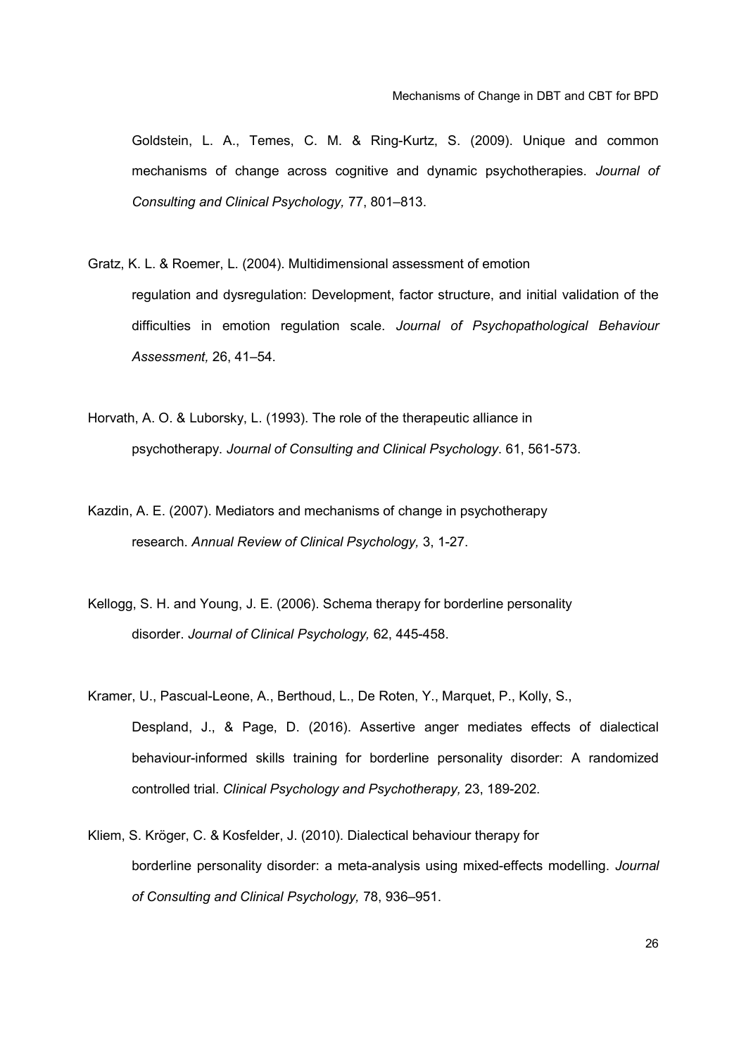Goldstein, L. A., Temes, C. M. & Ring-Kurtz, S. (2009). Unique and common mechanisms of change across cognitive and dynamic psychotherapies. *Journal of Consulting and Clinical Psychology,* 77, 801–813.

Gratz, K. L. & Roemer, L. (2004). Multidimensional assessment of emotion regulation and dysregulation: Development, factor structure, and initial validation of the difficulties in emotion regulation scale. *Journal of Psychopathological Behaviour Assessment,* 26, 41–54.

Horvath, A. O. & Luborsky, L. (1993). The role of the therapeutic alliance in psychotherapy. *Journal of Consulting and Clinical Psychology*. 61, 561-573.

Kazdin, A. E. (2007). Mediators and mechanisms of change in psychotherapy research. *Annual Review of Clinical Psychology,* 3, 1-27.

Kellogg, S. H. and Young, J. E. (2006). Schema therapy for borderline personality disorder. *Journal of Clinical Psychology,* 62, 445-458.

Kramer, U., Pascual-Leone, A., Berthoud, L., De Roten, Y., Marquet, P., Kolly, S., Despland, J., & Page, D. (2016). Assertive anger mediates effects of dialectical behaviour-informed skills training for borderline personality disorder: A randomized controlled trial. *Clinical Psychology and Psychotherapy,* 23, 189-202.

Kliem, S. Kröger, C. & Kosfelder, J. (2010). Dialectical behaviour therapy for borderline personality disorder: a meta-analysis using mixed-effects modelling. *Journal of Consulting and Clinical Psychology,* 78, 936–951.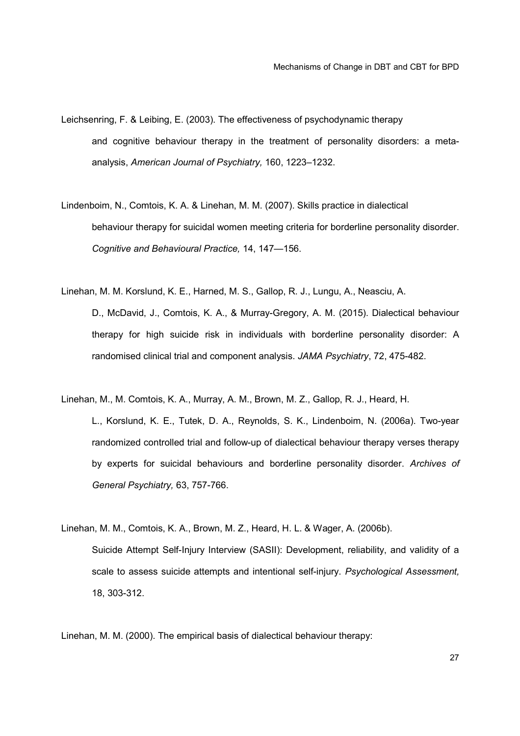Leichsenring, F. & Leibing, E. (2003). The effectiveness of psychodynamic therapy and cognitive behaviour therapy in the treatment of personality disorders: a meta-analysis, *American Journal of Psychiatry,* 160, 1223–1232.

Lindenboim, N., Comtois, K. A. & Linehan, M. M. (2007). Skills practice in dialectical behaviour therapy for suicidal women meeting criteria for borderline personality disorder. *Cognitive and Behavioural Practice,* 14, 147—156.

Linehan, M. M. Korslund, K. E., Harned, M. S., Gallop, R. J., Lungu, A., Neasciu, A. D., McDavid, J., Comtois, K. A., & Murray-Gregory, A. M. (2015). Dialectical behaviour therapy for high suicide risk in individuals with borderline personality disorder: A randomised clinical trial and component analysis. *JAMA Psychiatry*, 72, 475-482.

Linehan, M., M. Comtois, K. A., Murray, A. M., Brown, M. Z., Gallop, R. J., Heard, H. L., Korslund, K. E., Tutek, D. A., Reynolds, S. K., Lindenboim, N. (2006a). Two-year randomized controlled trial and follow-up of dialectical behaviour therapy verses therapy by experts for suicidal behaviours and borderline personality disorder. *Archives of General Psychiatry,* 63, 757-766.

Linehan, M. M., Comtois, K. A., Brown, M. Z., Heard, H. L. & Wager, A. (2006b). Suicide Attempt Self-Injury Interview (SASII): Development, reliability, and validity of a scale to assess suicide attempts and intentional self-injury. *Psychological Assessment,* 18, 303-312.

Linehan, M. M. (2000). The empirical basis of dialectical behaviour therapy: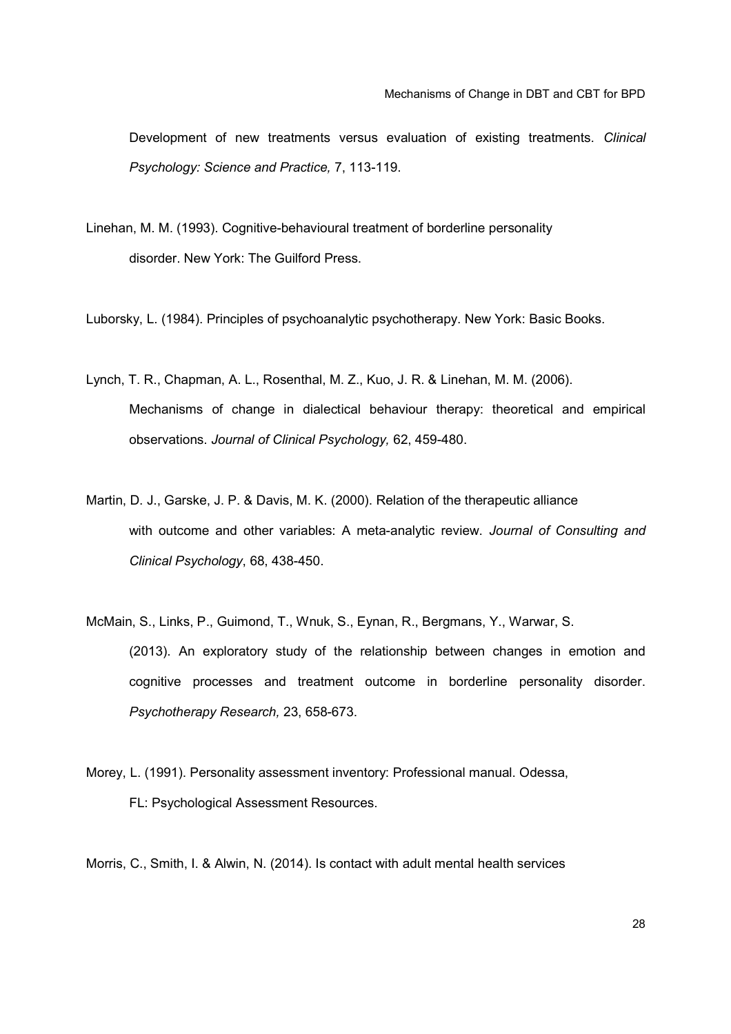Development of new treatments versus evaluation of existing treatments. *Clinical Psychology: Science and Practice,* 7, 113-119.

Linehan, M. M. (1993). Cognitive-behavioural treatment of borderline personality disorder. New York: The Guilford Press.

Luborsky, L. (1984). Principles of psychoanalytic psychotherapy. New York: Basic Books.

Lynch, T. R., Chapman, A. L., Rosenthal, M. Z., Kuo, J. R. & Linehan, M. M. (2006). Mechanisms of change in dialectical behaviour therapy: theoretical and empirical observations. *Journal of Clinical Psychology,* 62, 459-480.

Martin, D. J., Garske, J. P. & Davis, M. K. (2000). Relation of the therapeutic alliance with outcome and other variables: A meta-analytic review. *Journal of Consulting and Clinical Psychology*, 68, 438-450.

McMain, S., Links, P., Guimond, T., Wnuk, S., Eynan, R., Bergmans, Y., Warwar, S. (2013). An exploratory study of the relationship between changes in emotion and cognitive processes and treatment outcome in borderline personality disorder. *Psychotherapy Research,* 23, 658-673.

Morey, L. (1991). Personality assessment inventory: Professional manual. Odessa, FL: Psychological Assessment Resources.

Morris, C., Smith, I. & Alwin, N. (2014). Is contact with adult mental health services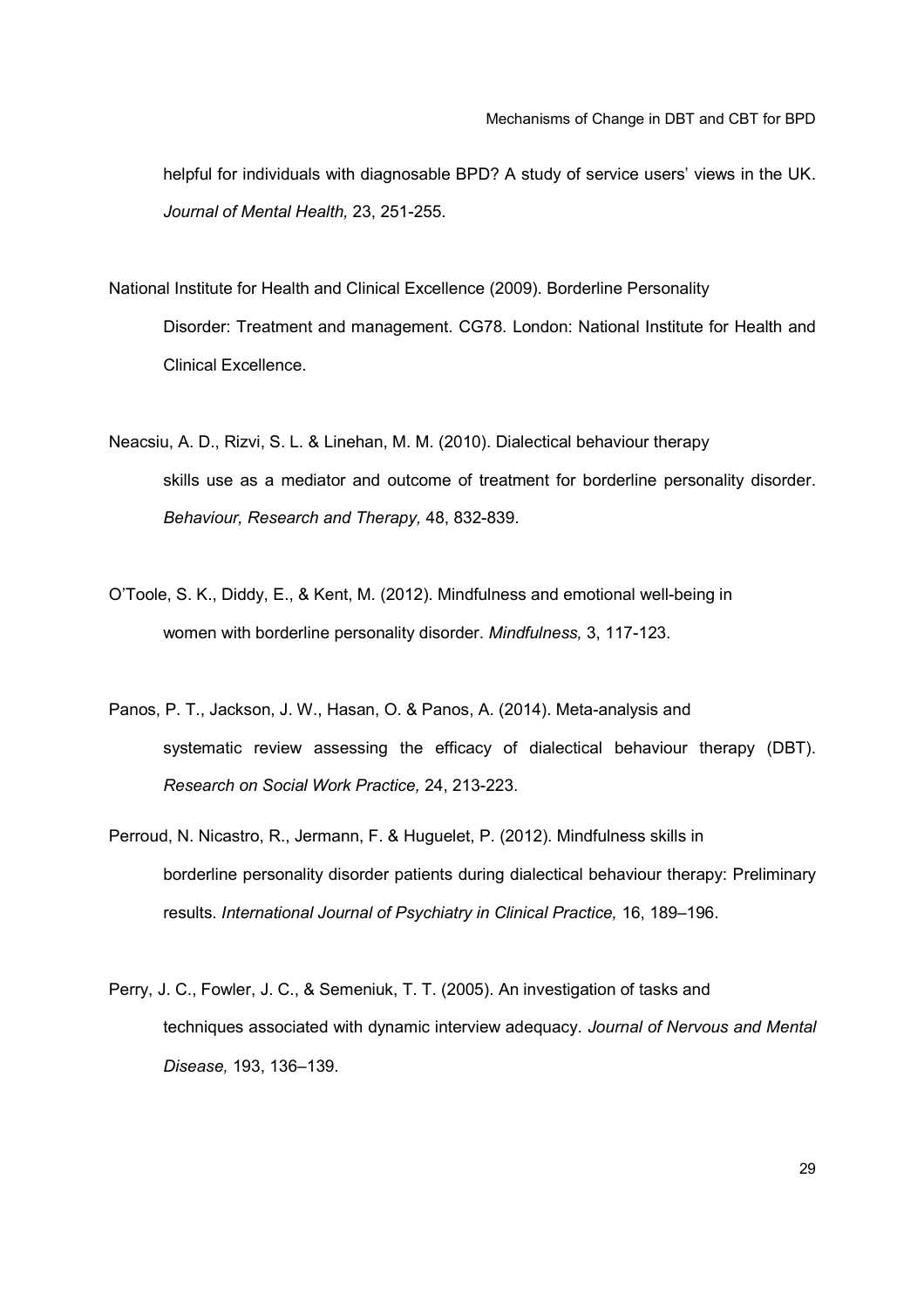helpful for individuals with diagnosable BPD? A study of service users' views in the UK. *Journal of Mental Health,* 23, 251-255.

National Institute for Health and Clinical Excellence (2009). Borderline Personality Disorder: Treatment and management. CG78. London: National Institute for Health and Clinical Excellence.

Neacsiu, A. D., Rizvi, S. L. & Linehan, M. M. (2010). Dialectical behaviour therapy skills use as a mediator and outcome of treatment for borderline personality disorder. *Behaviour, Research and Therapy,* 48, 832-839.

O'Toole, S. K., Diddy, E., & Kent, M. (2012). Mindfulness and emotional well-being in women with borderline personality disorder. *Mindfulness,* 3, 117-123.

Panos, P. T., Jackson, J. W., Hasan, O. & Panos, A. (2014). Meta-analysis and systematic review assessing the efficacy of dialectical behaviour therapy (DBT). *Research on Social Work Practice,* 24, 213-223.

Perroud, N. Nicastro, R., Jermann, F. & Huguelet, P. (2012). Mindfulness skills in borderline personality disorder patients during dialectical behaviour therapy: Preliminary results. *International Journal of Psychiatry in Clinical Practice,* 16, 189–196.

Perry, J. C., Fowler, J. C., & Semeniuk, T. T. (2005). An investigation of tasks and techniques associated with dynamic interview adequacy. *Journal of Nervous and Mental Disease,* 193, 136–139.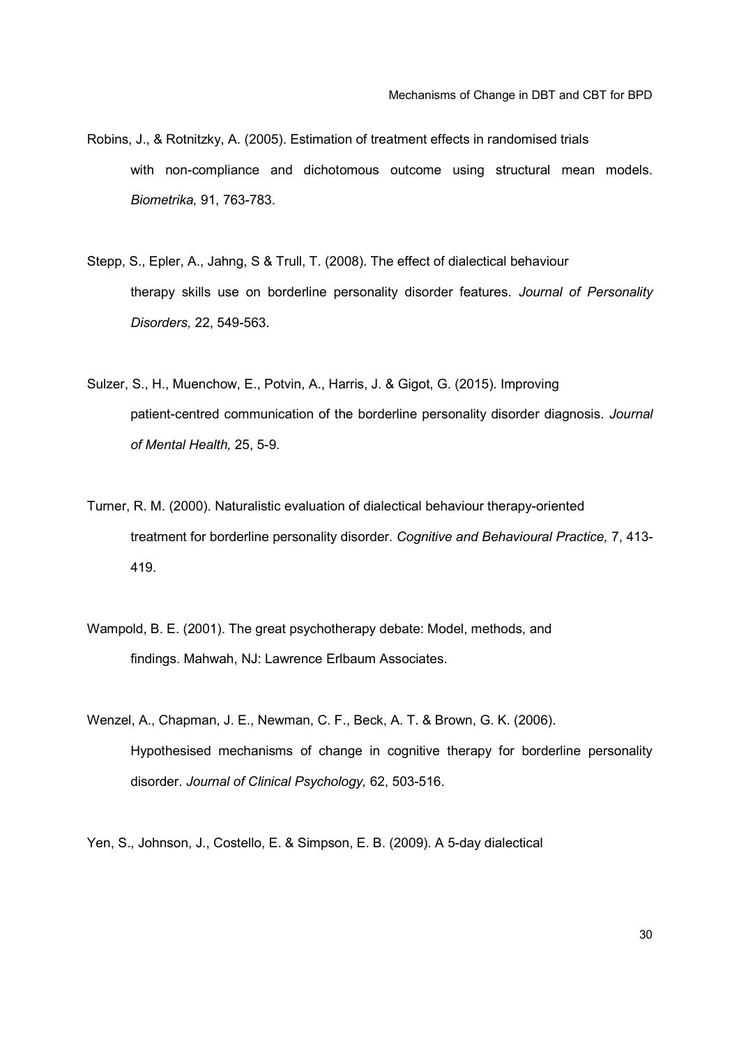Robins, J., & Rotnitzky, A. (2005). Estimation of treatment effects in randomised trials with non-compliance and dichotomous outcome using structural mean models. *Biometrika,* 91, 763-783.

Stepp, S., Epler, A., Jahng, S & Trull, T. (2008). The effect of dialectical behaviour therapy skills use on borderline personality disorder features. *Journal of Personality Disorders,* 22, 549-563.

Sulzer, S., H., Muenchow, E., Potvin, A., Harris, J. & Gigot, G. (2015). Improving patient-centred communication of the borderline personality disorder diagnosis. *Journal of Mental Health,* 25, 5-9.

Turner, R. M. (2000). Naturalistic evaluation of dialectical behaviour therapy-oriented treatment for borderline personality disorder. *Cognitive and Behavioural Practice,* 7, 413-419.

Wampold, B. E. (2001). The great psychotherapy debate: Model, methods, and findings. Mahwah, NJ: Lawrence Erlbaum Associates.

Wenzel, A., Chapman, J. E., Newman, C. F., Beck, A. T. & Brown, G. K. (2006). Hypothesised mechanisms of change in cognitive therapy for borderline personality disorder. *Journal of Clinical Psychology,* 62, 503-516.

Yen, S., Johnson, J., Costello, E. & Simpson, E. B. (2009). A 5-day dialectical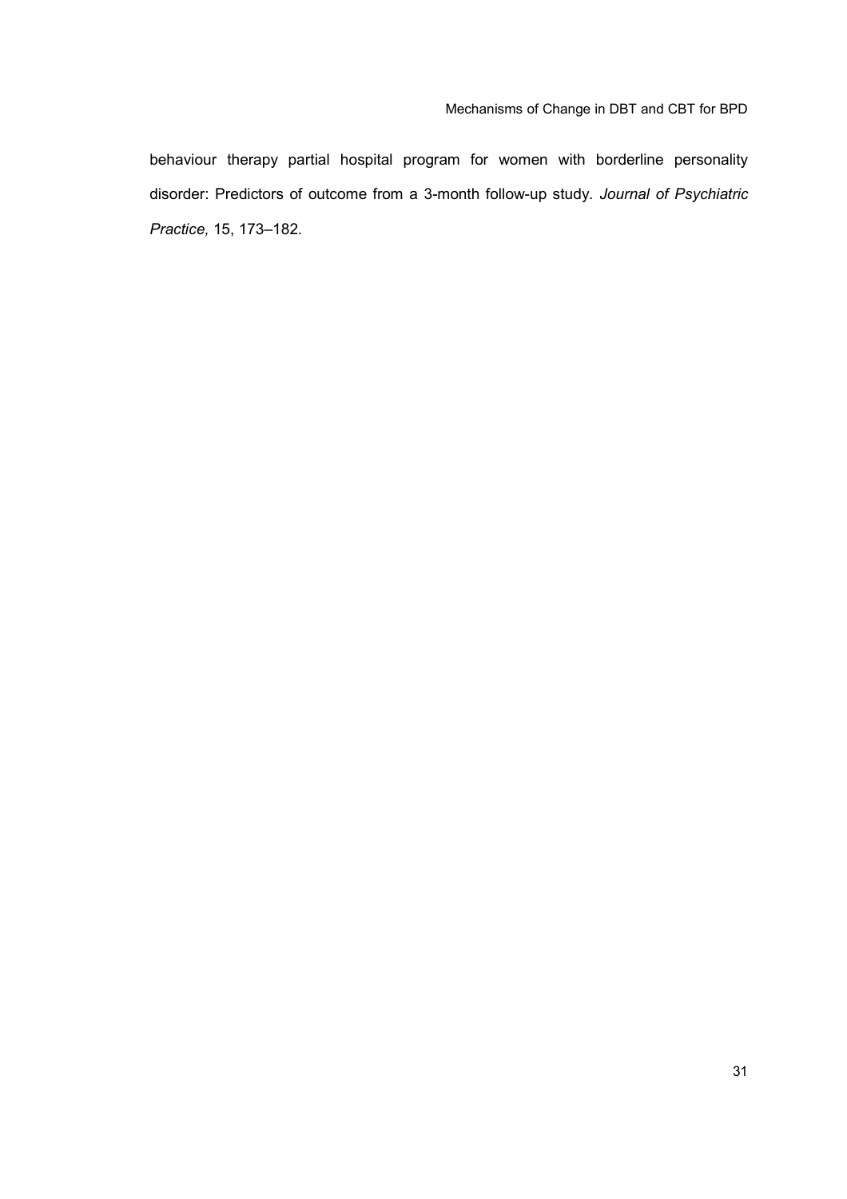behaviour therapy partial hospital program for women with borderline personality disorder: Predictors of outcome from a 3-month follow-up study. *Journal of Psychiatric Practice,* 15, 173–182.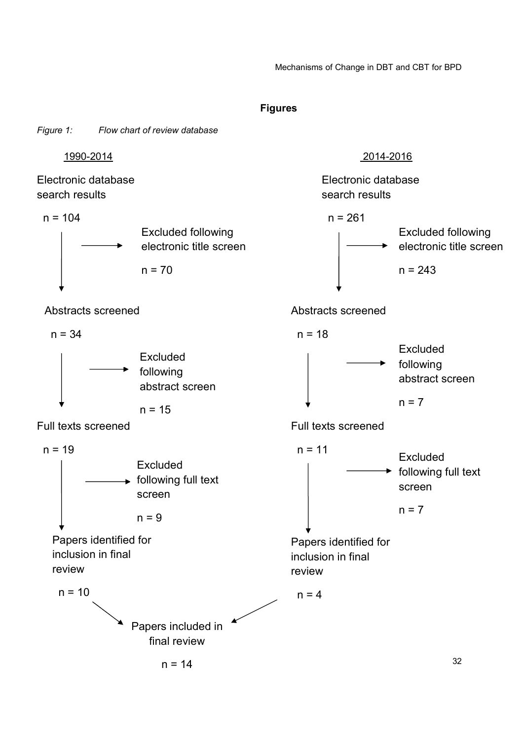**Figures**

*Figure 1: Flow chart of review database*

**1990-2014**

Electronic database search results

n = 104

→ Excluded following electronic title screen

n = 70

Abstracts screened

n = 34

→ Excluded following abstract screen

n = 15

Full texts screened

n = 19

→ Excluded following full text screen

n = 9

Papers identified for inclusion in final review

n = 10

**2014-2016**

Electronic database search results

n = 261

→ Excluded following electronic title screen

n = 243

Abstracts screened

n = 18

→ Excluded following abstract screen

n = 7

Full texts screened

n = 11

→ Excluded following full text screen

n = 7

Papers identified for inclusion in final review

n = 4

**Papers included in final review**

n = 14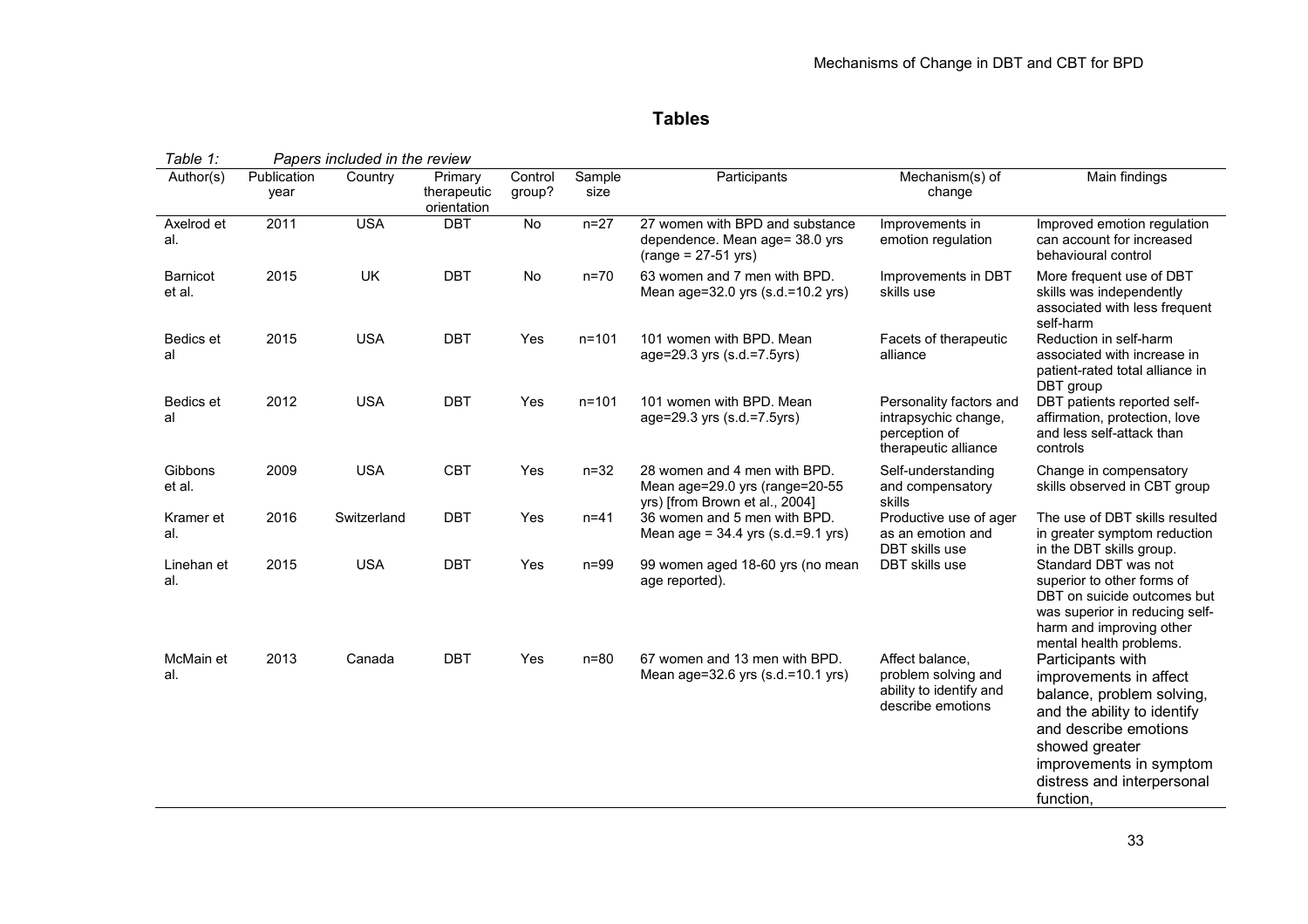# Tables

*Table 1: Papers included in the review*

| Author(s) | Publication year | Country | Primary therapeutic orientation | Control group? | Sample size | Participants | Mechanism(s) of change | Main findings |
|---|---|---|---|---|---|---|---|---|
| Axelrod et al. | 2011 | USA | DBT | No | n=27 | 27 women with BPD and substance dependence. Mean age= 38.0 yrs (range = 27-51 yrs) | Improvements in emotion regulation | Improved emotion regulation can account for increased behavioural control |
| Barnicot et al. | 2015 | UK | DBT | No | n=70 | 63 women and 7 men with BPD. Mean age=32.0 yrs (s.d.=10.2 yrs) | Improvements in DBT skills use | More frequent use of DBT skills was independently associated with less frequent self-harm |
| Bedics et al | 2015 | USA | DBT | Yes | n=101 | 101 women with BPD. Mean age=29.3 yrs (s.d.=7.5yrs) | Facets of therapeutic alliance | Reduction in self-harm associated with increase in patient-rated total alliance in DBT group |
| Bedics et al | 2012 | USA | DBT | Yes | n=101 | 101 women with BPD. Mean age=29.3 yrs (s.d.=7.5yrs) | Personality factors and intrapsychic change, perception of therapeutic alliance | DBT patients reported self-affirmation, protection, love and less self-attack than controls |
| Gibbons et al. | 2009 | USA | CBT | Yes | n=32 | 28 women and 4 men with BPD. Mean age=29.0 yrs (range=20-55 yrs) [from Brown et al., 2004] | Self-understanding and compensatory skills | Change in compensatory skills observed in CBT group |
| Kramer et al. | 2016 | Switzerland | DBT | Yes | n=41 | 36 women and 5 men with BPD. Mean age = 34.4 yrs (s.d.=9.1 yrs) | Productive use of ager as an emotion and DBT skills use | The use of DBT skills resulted in greater symptom reduction in the DBT skills group. |
| Linehan et al. | 2015 | USA | DBT | Yes | n=99 | 99 women aged 18-60 yrs (no mean age reported). | DBT skills use | Standard DBT was not superior to other forms of DBT on suicide outcomes but was superior in reducing self-harm and improving other mental health problems. |
| McMain et al. | 2013 | Canada | DBT | Yes | n=80 | 67 women and 13 men with BPD. Mean age=32.6 yrs (s.d.=10.1 yrs) | Affect balance, problem solving and ability to identify and describe emotions | Participants with improvements in affect balance, problem solving, and the ability to identify and describe emotions showed greater improvements in symptom distress and interpersonal function, |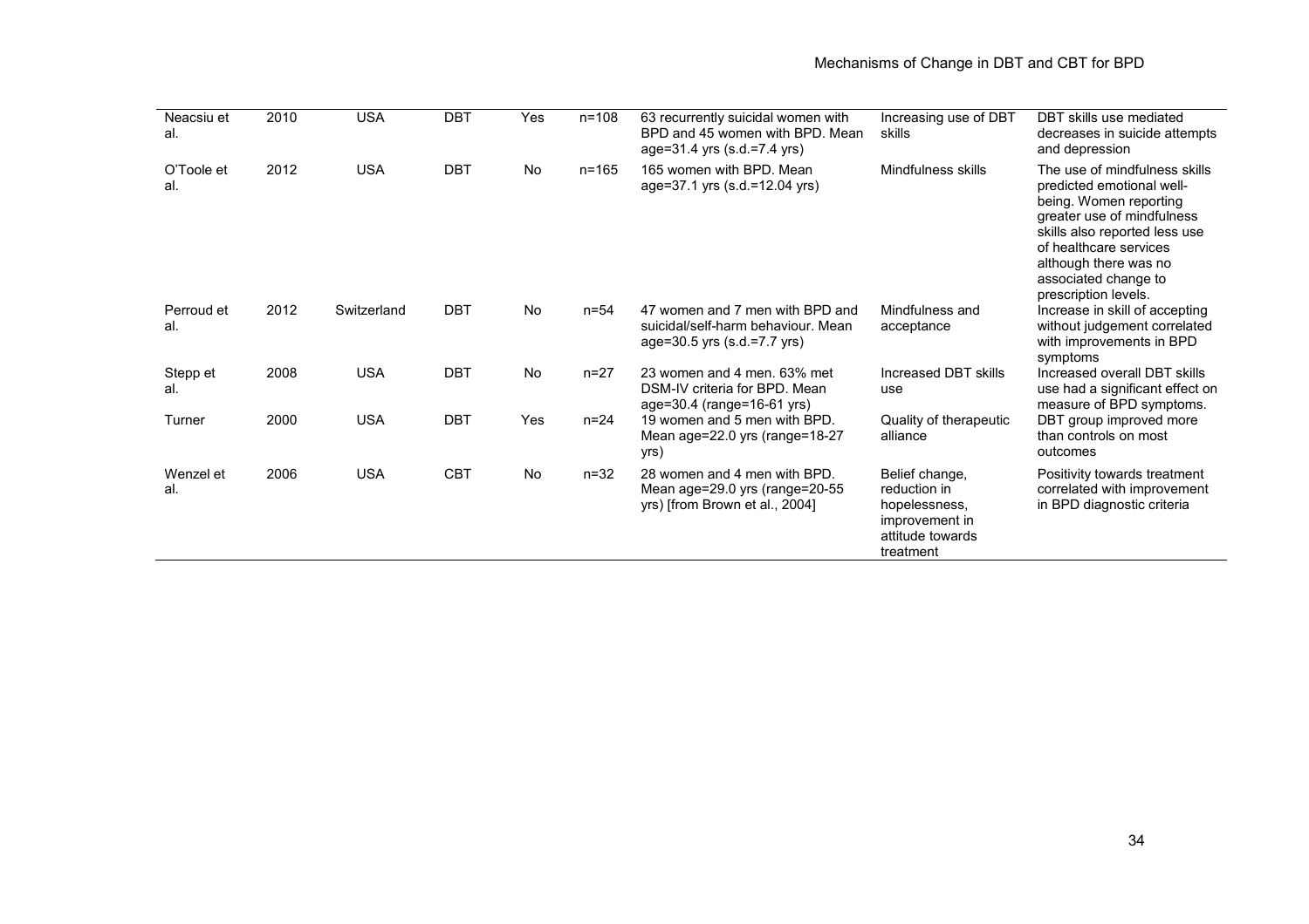| | | | | | | | | |
|---|---|---|---|---|---|---|---|---|
| Neacsiu et al. | 2010 | USA | DBT | Yes | n=108 | 63 recurrently suicidal women with BPD and 45 women with BPD. Mean age=31.4 yrs (s.d.=7.4 yrs) | Increasing use of DBT skills | DBT skills use mediated decreases in suicide attempts and depression |
| O'Toole et al. | 2012 | USA | DBT | No | n=165 | 165 women with BPD. Mean age=37.1 yrs (s.d.=12.04 yrs) | Mindfulness skills | The use of mindfulness skills predicted emotional well-being. Women reporting greater use of mindfulness skills also reported less use of healthcare services although there was no associated change to prescription levels. |
| Perroud et al. | 2012 | Switzerland | DBT | No | n=54 | 47 women and 7 men with BPD and suicidal/self-harm behaviour. Mean age=30.5 yrs (s.d.=7.7 yrs) | Mindfulness and acceptance | Increase in skill of accepting without judgement correlated with improvements in BPD symptoms |
| Stepp et al. | 2008 | USA | DBT | No | n=27 | 23 women and 4 men. 63% met DSM-IV criteria for BPD. Mean age=30.4 (range=16-61 yrs) | Increased DBT skills use | Increased overall DBT skills use had a significant effect on measure of BPD symptoms. |
| Turner | 2000 | USA | DBT | Yes | n=24 | 19 women and 5 men with BPD. Mean age=22.0 yrs (range=18-27 yrs) | Quality of therapeutic alliance | DBT group improved more than controls on most outcomes |
| Wenzel et al. | 2006 | USA | CBT | No | n=32 | 28 women and 4 men with BPD. Mean age=29.0 yrs (range=20-55 yrs) [from Brown et al., 2004] | Belief change, reduction in hopelessness, improvement in attitude towards treatment | Positivity towards treatment correlated with improvement in BPD diagnostic criteria |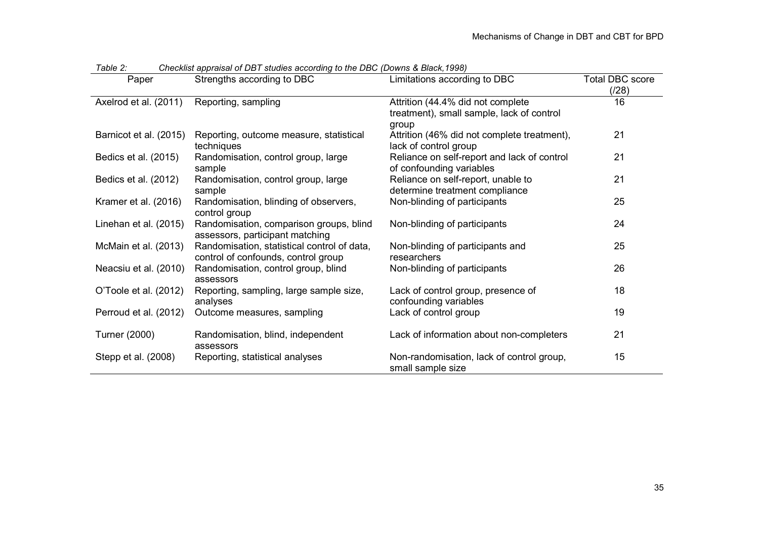*Table 2: Checklist appraisal of DBT studies according to the DBC (Downs & Black,1998)*

| Paper | Strengths according to DBC | Limitations according to DBC | Total DBC score (/28) |
|---|---|---|---|
| Axelrod et al. (2011) | Reporting, sampling | Attrition (44.4% did not complete treatment), small sample, lack of control group | 16 |
| Barnicot et al. (2015) | Reporting, outcome measure, statistical techniques | Attrition (46% did not complete treatment), lack of control group | 21 |
| Bedics et al. (2015) | Randomisation, control group, large sample | Reliance on self-report and lack of control of confounding variables | 21 |
| Bedics et al. (2012) | Randomisation, control group, large sample | Reliance on self-report, unable to determine treatment compliance | 21 |
| Kramer et al. (2016) | Randomisation, blinding of observers, control group | Non-blinding of participants | 25 |
| Linehan et al. (2015) | Randomisation, comparison groups, blind assessors, participant matching | Non-blinding of participants | 24 |
| McMain et al. (2013) | Randomisation, statistical control of data, control of confounds, control group | Non-blinding of participants and researchers | 25 |
| Neacsiu et al. (2010) | Randomisation, control group, blind assessors | Non-blinding of participants | 26 |
| O'Toole et al. (2012) | Reporting, sampling, large sample size, analyses | Lack of control group, presence of confounding variables | 18 |
| Perroud et al. (2012) | Outcome measures, sampling | Lack of control group | 19 |
| Turner (2000) | Randomisation, blind, independent assessors | Lack of information about non-completers | 21 |
| Stepp et al. (2008) | Reporting, statistical analyses | Non-randomisation, lack of control group, small sample size | 15 |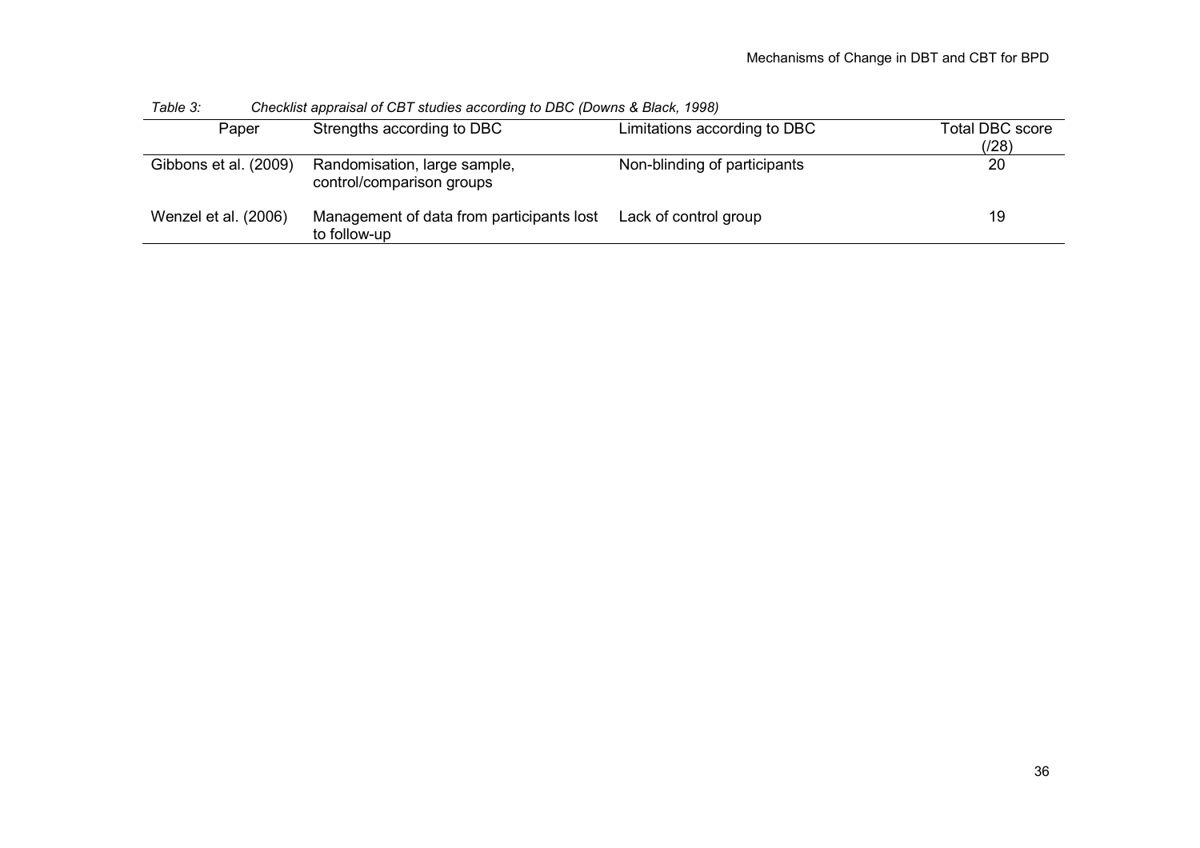*Table 3: Checklist appraisal of CBT studies according to DBC (Downs & Black, 1998)*

| Paper | Strengths according to DBC | Limitations according to DBC | Total DBC score (/28) |
|---|---|---|---|
| Gibbons et al. (2009) | Randomisation, large sample, control/comparison groups | Non-blinding of participants | 20 |
| Wenzel et al. (2006) | Management of data from participants lost to follow-up | Lack of control group | 19 |